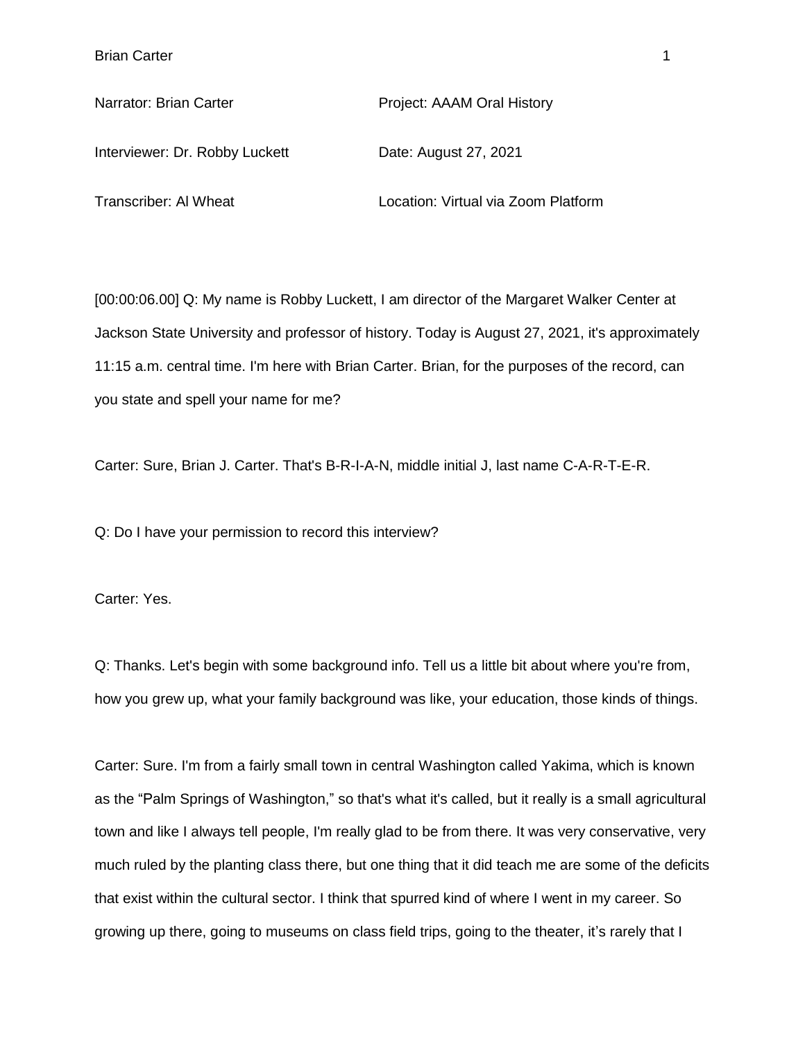Narrator: Brian Carter

Project: AAAM Oral History

Interviewer: Dr. Robby Luckett

Date: August 27, 2021

Transcriber: Al Wheat

Location: Virtual via Zoom Platform

[00:00:06.00] Q: My name is Robby Luckett, I am director of the Margaret Walker Center at Jackson State University and professor of history. Today is August 27, 2021, it's approximately 11:15 a.m. central time. I'm here with Brian Carter. Brian, for the purposes of the record, can you state and spell your name for me?

Carter: Sure, Brian J. Carter. That's B-R-I-A-N, middle initial J, last name C-A-R-T-E-R.

Q: Do I have your permission to record this interview?

Carter: Yes.

Q: Thanks. Let's begin with some background info. Tell us a little bit about where you're from, how you grew up, what your family background was like, your education, those kinds of things.

Carter: Sure. I'm from a fairly small town in central Washington called Yakima, which is known as the "Palm Springs of Washington," so that's what it's called, but it really is a small agricultural town and like I always tell people, I'm really glad to be from there. It was very conservative, very much ruled by the planting class there, but one thing that it did teach me are some of the deficits that exist within the cultural sector. I think that spurred kind of where I went in my career. So growing up there, going to museums on class field trips, going to the theater, it's rarely that I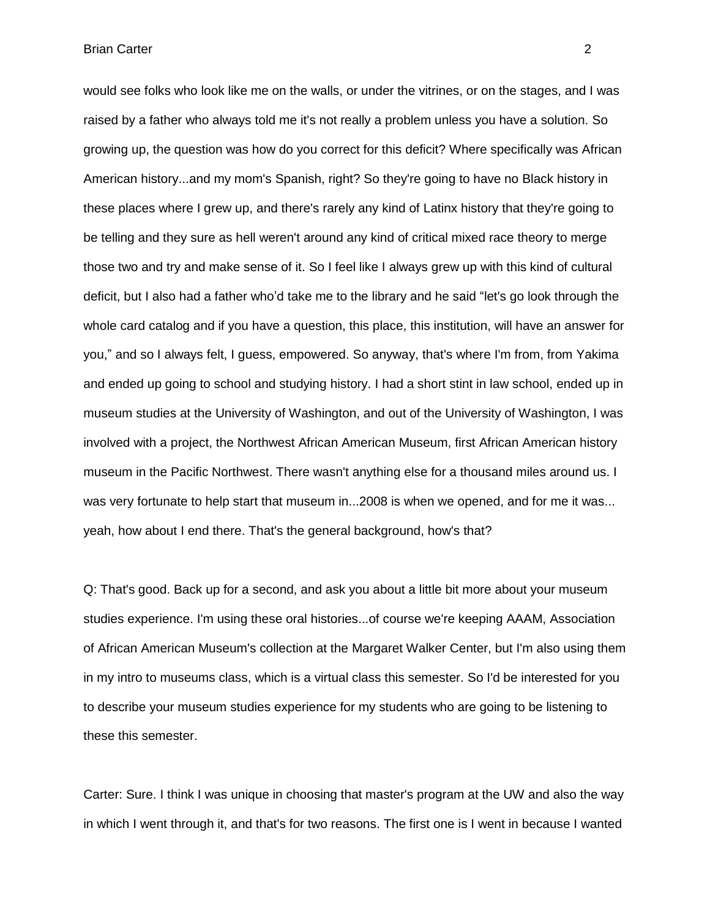would see folks who look like me on the walls, or under the vitrines, or on the stages, and I was raised by a father who always told me it's not really a problem unless you have a solution. So growing up, the question was how do you correct for this deficit? Where specifically was African American history...and my mom's Spanish, right? So they're going to have no Black history in these places where I grew up, and there's rarely any kind of Latinx history that they're going to be telling and they sure as hell weren't around any kind of critical mixed race theory to merge those two and try and make sense of it. So I feel like I always grew up with this kind of cultural deficit, but I also had a father who'd take me to the library and he said "let's go look through the whole card catalog and if you have a question, this place, this institution, will have an answer for you," and so I always felt, I guess, empowered. So anyway, that's where I'm from, from Yakima and ended up going to school and studying history. I had a short stint in law school, ended up in museum studies at the University of Washington, and out of the University of Washington, I was involved with a project, the Northwest African American Museum, first African American history museum in the Pacific Northwest. There wasn't anything else for a thousand miles around us. I was very fortunate to help start that museum in...2008 is when we opened, and for me it was... yeah, how about I end there. That's the general background, how's that?

Q: That's good. Back up for a second, and ask you about a little bit more about your museum studies experience. I'm using these oral histories...of course we're keeping AAAM, Association of African American Museum's collection at the Margaret Walker Center, but I'm also using them in my intro to museums class, which is a virtual class this semester. So I'd be interested for you to describe your museum studies experience for my students who are going to be listening to these this semester.

Carter: Sure. I think I was unique in choosing that master's program at the UW and also the way in which I went through it, and that's for two reasons. The first one is I went in because I wanted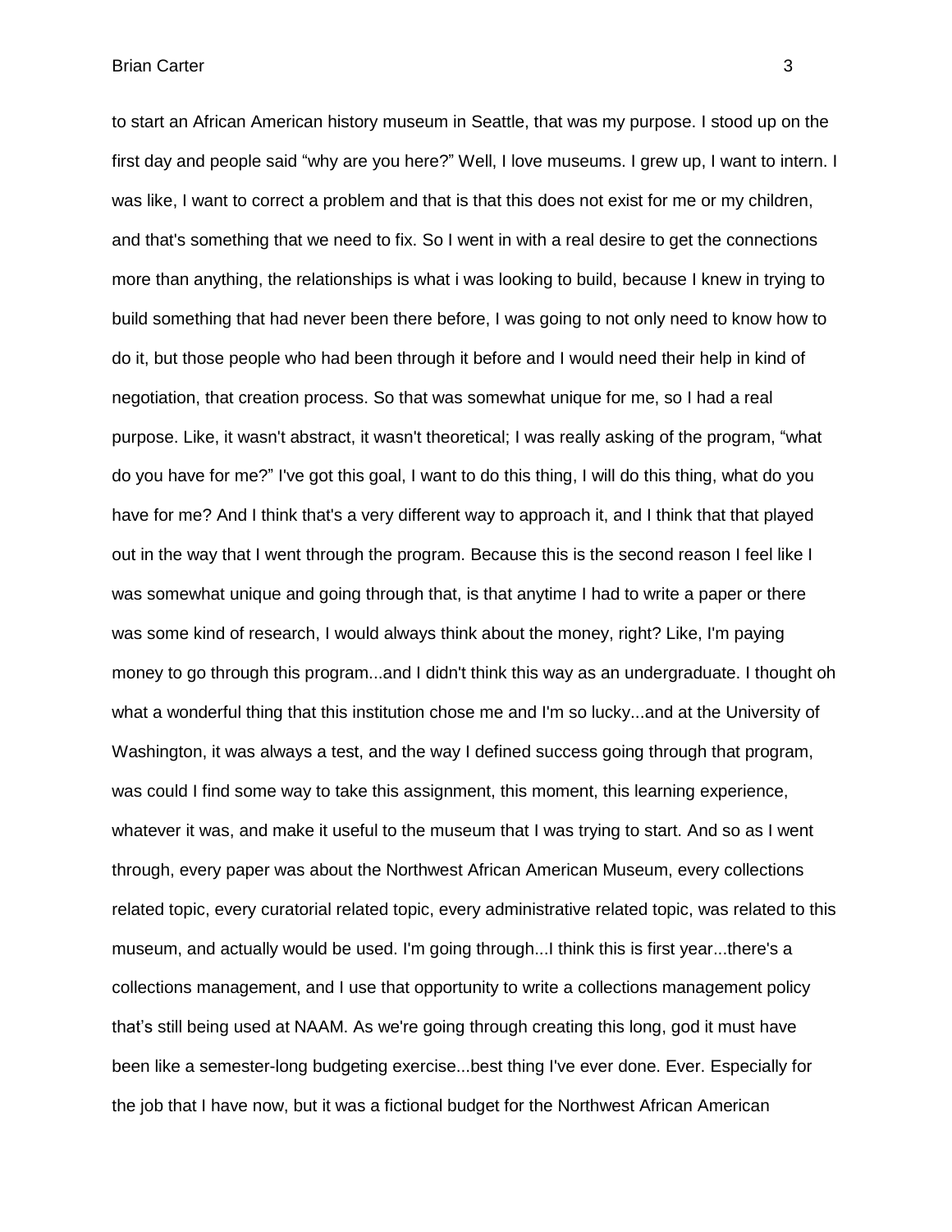to start an African American history museum in Seattle, that was my purpose. I stood up on the first day and people said “why are you here?” Well, I love museums. I grew up, I want to intern. I was like, I want to correct a problem and that is that this does not exist for me or my children, and that's something that we need to fix. So I went in with a real desire to get the connections more than anything, the relationships is what i was looking to build, because I knew in trying to build something that had never been there before, I was going to not only need to know how to do it, but those people who had been through it before and I would need their help in kind of negotiation, that creation process. So that was somewhat unique for me, so I had a real purpose. Like, it wasn't abstract, it wasn't theoretical; I was really asking of the program, “what do you have for me?” I've got this goal, I want to do this thing, I will do this thing, what do you have for me? And I think that's a very different way to approach it, and I think that that played out in the way that I went through the program. Because this is the second reason I feel like I was somewhat unique and going through that, is that anytime I had to write a paper or there was some kind of research, I would always think about the money, right? Like, I'm paying money to go through this program...and I didn't think this way as an undergraduate. I thought oh what a wonderful thing that this institution chose me and I'm so lucky...and at the University of Washington, it was always a test, and the way I defined success going through that program, was could I find some way to take this assignment, this moment, this learning experience, whatever it was, and make it useful to the museum that I was trying to start. And so as I went through, every paper was about the Northwest African American Museum, every collections related topic, every curatorial related topic, every administrative related topic, was related to this museum, and actually would be used. I'm going through...I think this is first year...there's a collections management, and I use that opportunity to write a collections management policy that’s still being used at NAAM. As we're going through creating this long, god it must have been like a semester-long budgeting exercise...best thing I've ever done. Ever. Especially for the job that I have now, but it was a fictional budget for the Northwest African American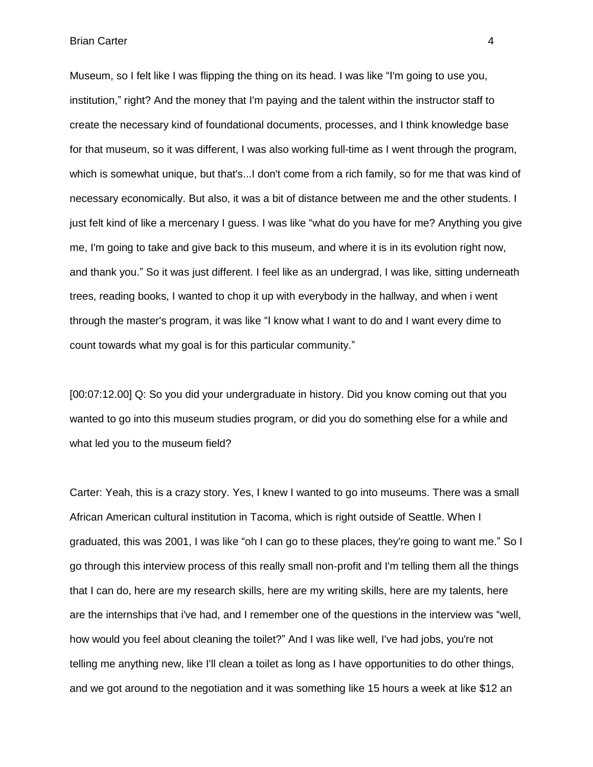Museum, so I felt like I was flipping the thing on its head. I was like “I'm going to use you, institution,” right? And the money that I'm paying and the talent within the instructor staff to create the necessary kind of foundational documents, processes, and I think knowledge base for that museum, so it was different, I was also working full-time as I went through the program, which is somewhat unique, but that's...I don't come from a rich family, so for me that was kind of necessary economically. But also, it was a bit of distance between me and the other students. I just felt kind of like a mercenary I guess. I was like “what do you have for me? Anything you give me, I'm going to take and give back to this museum, and where it is in its evolution right now, and thank you.” So it was just different. I feel like as an undergrad, I was like, sitting underneath trees, reading books, I wanted to chop it up with everybody in the hallway, and when i went through the master's program, it was like “I know what I want to do and I want every dime to count towards what my goal is for this particular community.”

[00:07:12.00] Q: So you did your undergraduate in history. Did you know coming out that you wanted to go into this museum studies program, or did you do something else for a while and what led you to the museum field?

Carter: Yeah, this is a crazy story. Yes, I knew I wanted to go into museums. There was a small African American cultural institution in Tacoma, which is right outside of Seattle. When I graduated, this was 2001, I was like “oh I can go to these places, they're going to want me.” So I go through this interview process of this really small non-profit and I'm telling them all the things that I can do, here are my research skills, here are my writing skills, here are my talents, here are the internships that i've had, and I remember one of the questions in the interview was “well, how would you feel about cleaning the toilet?” And I was like well, I've had jobs, you're not telling me anything new, like I'll clean a toilet as long as I have opportunities to do other things, and we got around to the negotiation and it was something like 15 hours a week at like $12 an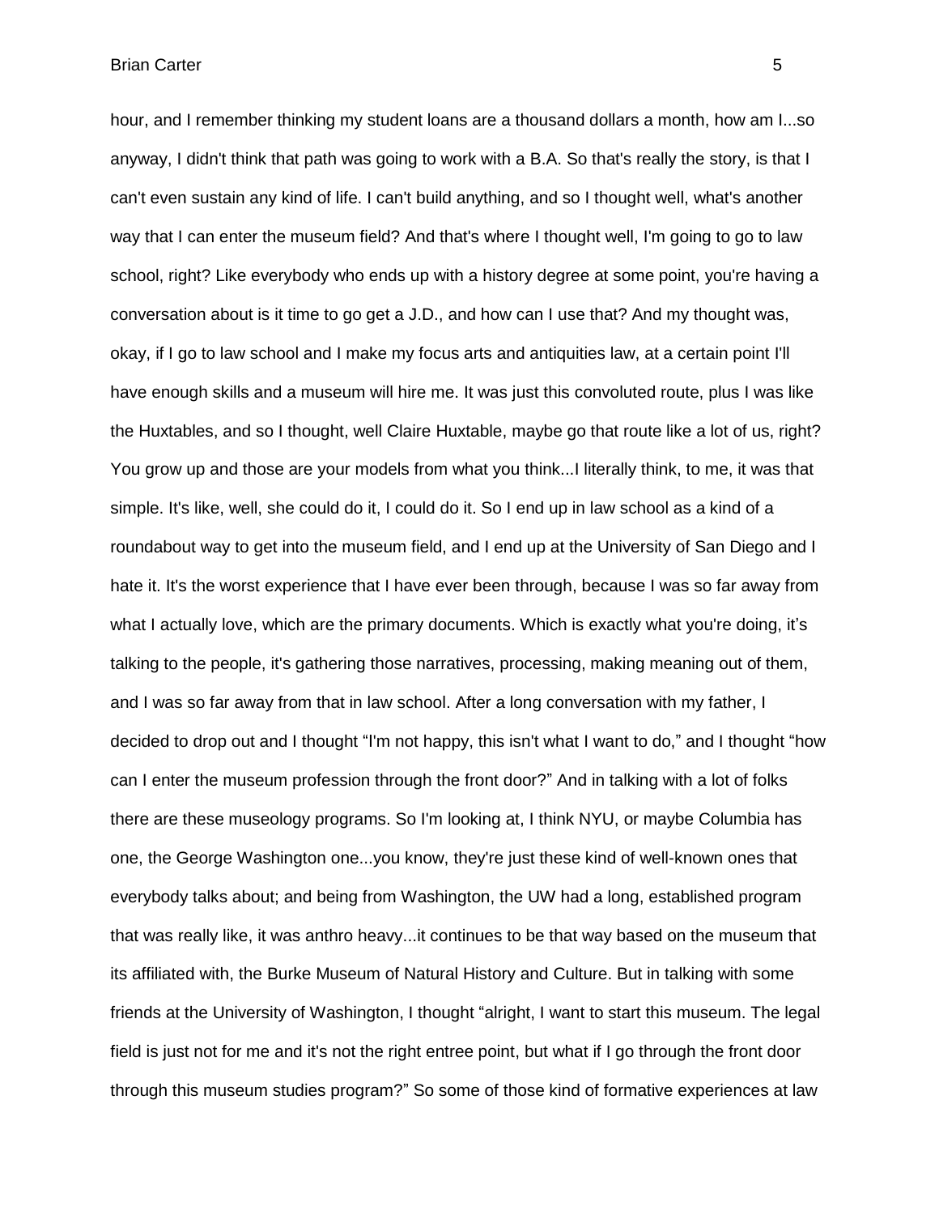hour, and I remember thinking my student loans are a thousand dollars a month, how am I...so anyway, I didn't think that path was going to work with a B.A. So that's really the story, is that I can't even sustain any kind of life. I can't build anything, and so I thought well, what's another way that I can enter the museum field? And that's where I thought well, I'm going to go to law school, right? Like everybody who ends up with a history degree at some point, you're having a conversation about is it time to go get a J.D., and how can I use that? And my thought was, okay, if I go to law school and I make my focus arts and antiquities law, at a certain point I'll have enough skills and a museum will hire me. It was just this convoluted route, plus I was like the Huxtables, and so I thought, well Claire Huxtable, maybe go that route like a lot of us, right? You grow up and those are your models from what you think...I literally think, to me, it was that simple. It's like, well, she could do it, I could do it. So I end up in law school as a kind of a roundabout way to get into the museum field, and I end up at the University of San Diego and I hate it. It's the worst experience that I have ever been through, because I was so far away from what I actually love, which are the primary documents. Which is exactly what you're doing, it's talking to the people, it's gathering those narratives, processing, making meaning out of them, and I was so far away from that in law school. After a long conversation with my father, I decided to drop out and I thought "I'm not happy, this isn't what I want to do," and I thought "how can I enter the museum profession through the front door?" And in talking with a lot of folks there are these museology programs. So I'm looking at, I think NYU, or maybe Columbia has one, the George Washington one...you know, they're just these kind of well-known ones that everybody talks about; and being from Washington, the UW had a long, established program that was really like, it was anthro heavy...it continues to be that way based on the museum that its affiliated with, the Burke Museum of Natural History and Culture. But in talking with some friends at the University of Washington, I thought "alright, I want to start this museum. The legal field is just not for me and it's not the right entree point, but what if I go through the front door through this museum studies program?" So some of those kind of formative experiences at law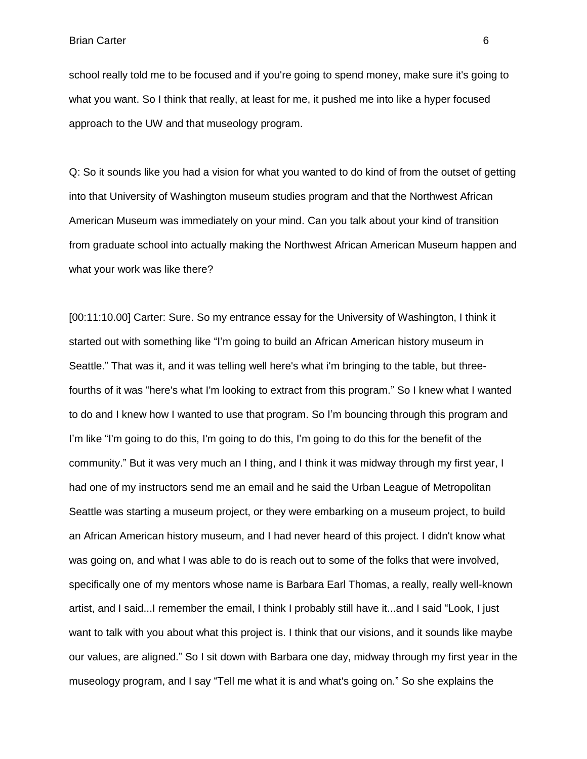school really told me to be focused and if you're going to spend money, make sure it's going to what you want. So I think that really, at least for me, it pushed me into like a hyper focused approach to the UW and that museology program.

Q: So it sounds like you had a vision for what you wanted to do kind of from the outset of getting into that University of Washington museum studies program and that the Northwest African American Museum was immediately on your mind. Can you talk about your kind of transition from graduate school into actually making the Northwest African American Museum happen and what your work was like there?

[00:11:10.00] Carter: Sure. So my entrance essay for the University of Washington, I think it started out with something like "I'm going to build an African American history museum in Seattle." That was it, and it was telling well here's what i'm bringing to the table, but three-fourths of it was "here's what I'm looking to extract from this program." So I knew what I wanted to do and I knew how I wanted to use that program. So I'm bouncing through this program and I'm like "I'm going to do this, I'm going to do this, I'm going to do this for the benefit of the community." But it was very much an I thing, and I think it was midway through my first year, I had one of my instructors send me an email and he said the Urban League of Metropolitan Seattle was starting a museum project, or they were embarking on a museum project, to build an African American history museum, and I had never heard of this project. I didn't know what was going on, and what I was able to do is reach out to some of the folks that were involved, specifically one of my mentors whose name is Barbara Earl Thomas, a really, really well-known artist, and I said...I remember the email, I think I probably still have it...and I said "Look, I just want to talk with you about what this project is. I think that our visions, and it sounds like maybe our values, are aligned." So I sit down with Barbara one day, midway through my first year in the museology program, and I say "Tell me what it is and what's going on." So she explains the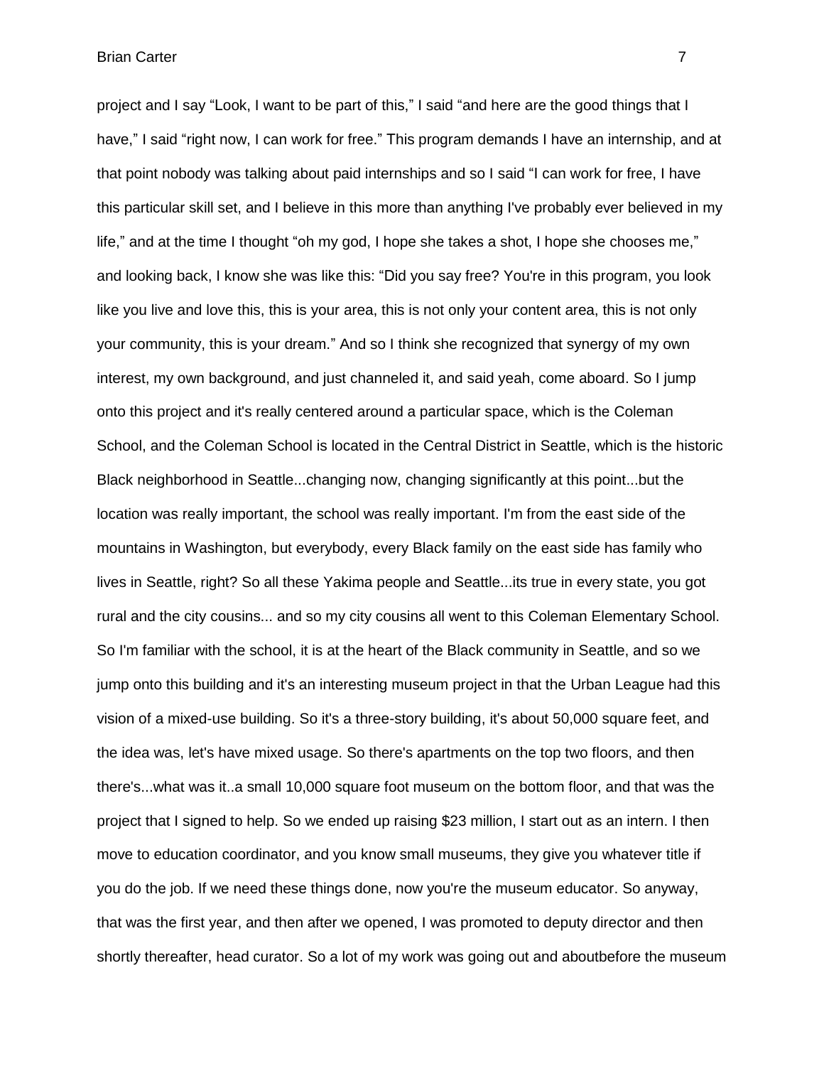project and I say “Look, I want to be part of this,” I said “and here are the good things that I have,” I said “right now, I can work for free.” This program demands I have an internship, and at that point nobody was talking about paid internships and so I said “I can work for free, I have this particular skill set, and I believe in this more than anything I've probably ever believed in my life,” and at the time I thought “oh my god, I hope she takes a shot, I hope she chooses me,” and looking back, I know she was like this: “Did you say free? You're in this program, you look like you live and love this, this is your area, this is not only your content area, this is not only your community, this is your dream.” And so I think she recognized that synergy of my own interest, my own background, and just channeled it, and said yeah, come aboard. So I jump onto this project and it's really centered around a particular space, which is the Coleman School, and the Coleman School is located in the Central District in Seattle, which is the historic Black neighborhood in Seattle...changing now, changing significantly at this point...but the location was really important, the school was really important. I'm from the east side of the mountains in Washington, but everybody, every Black family on the east side has family who lives in Seattle, right? So all these Yakima people and Seattle...its true in every state, you got rural and the city cousins... and so my city cousins all went to this Coleman Elementary School. So I'm familiar with the school, it is at the heart of the Black community in Seattle, and so we jump onto this building and it's an interesting museum project in that the Urban League had this vision of a mixed-use building. So it's a three-story building, it's about 50,000 square feet, and the idea was, let's have mixed usage. So there's apartments on the top two floors, and then there's...what was it..a small 10,000 square foot museum on the bottom floor, and that was the project that I signed to help. So we ended up raising $23 million, I start out as an intern. I then move to education coordinator, and you know small museums, they give you whatever title if you do the job. If we need these things done, now you're the museum educator. So anyway, that was the first year, and then after we opened, I was promoted to deputy director and then shortly thereafter, head curator. So a lot of my work was going out and aboutbefore the museum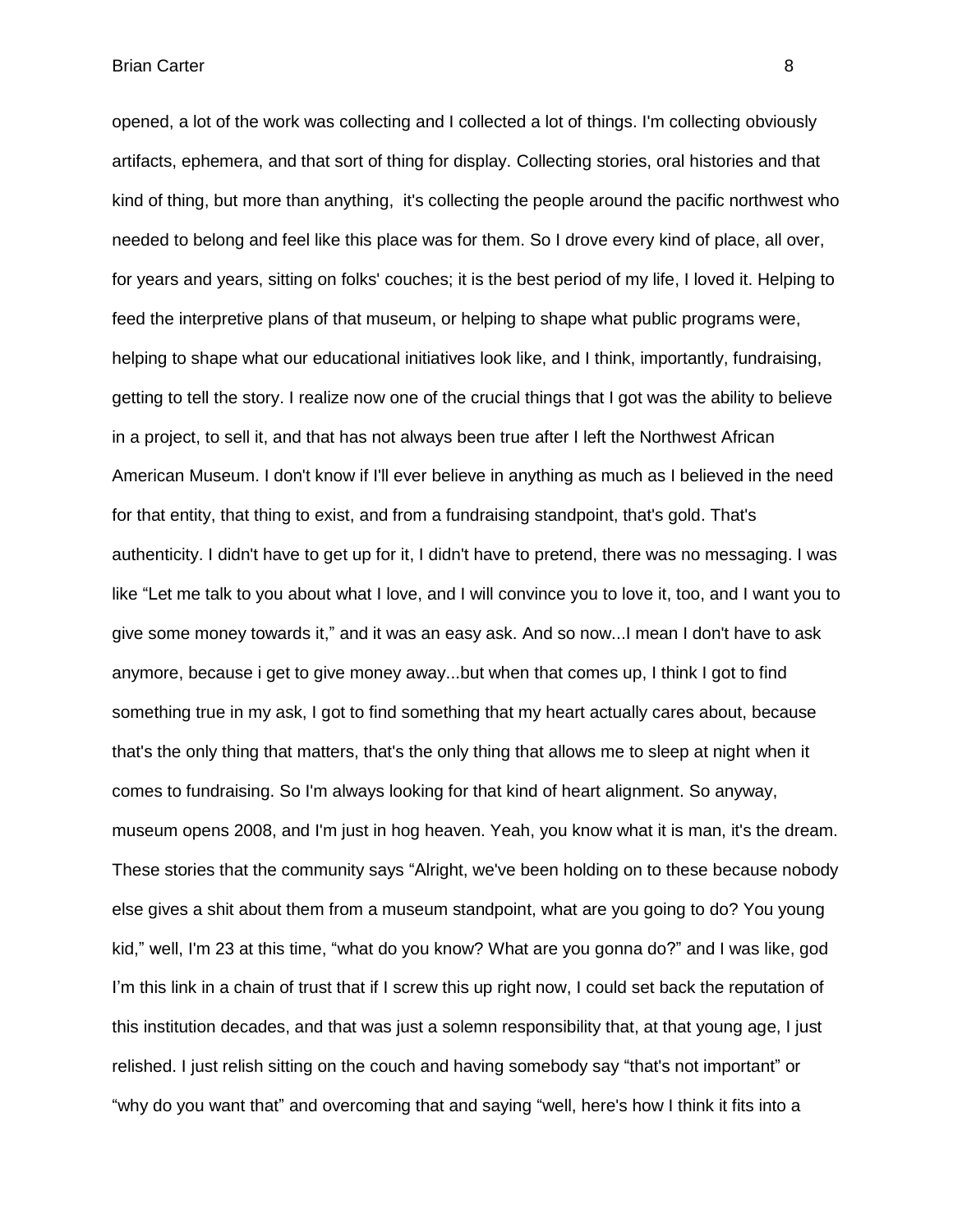opened, a lot of the work was collecting and I collected a lot of things. I'm collecting obviously artifacts, ephemera, and that sort of thing for display. Collecting stories, oral histories and that kind of thing, but more than anything, it's collecting the people around the pacific northwest who needed to belong and feel like this place was for them. So I drove every kind of place, all over, for years and years, sitting on folks' couches; it is the best period of my life, I loved it. Helping to feed the interpretive plans of that museum, or helping to shape what public programs were, helping to shape what our educational initiatives look like, and I think, importantly, fundraising, getting to tell the story. I realize now one of the crucial things that I got was the ability to believe in a project, to sell it, and that has not always been true after I left the Northwest African American Museum. I don't know if I'll ever believe in anything as much as I believed in the need for that entity, that thing to exist, and from a fundraising standpoint, that's gold. That's authenticity. I didn't have to get up for it, I didn't have to pretend, there was no messaging. I was like "Let me talk to you about what I love, and I will convince you to love it, too, and I want you to give some money towards it," and it was an easy ask. And so now...I mean I don't have to ask anymore, because i get to give money away...but when that comes up, I think I got to find something true in my ask, I got to find something that my heart actually cares about, because that's the only thing that matters, that's the only thing that allows me to sleep at night when it comes to fundraising. So I'm always looking for that kind of heart alignment. So anyway, museum opens 2008, and I'm just in hog heaven. Yeah, you know what it is man, it's the dream. These stories that the community says "Alright, we've been holding on to these because nobody else gives a shit about them from a museum standpoint, what are you going to do? You young kid," well, I'm 23 at this time, "what do you know? What are you gonna do?" and I was like, god I'm this link in a chain of trust that if I screw this up right now, I could set back the reputation of this institution decades, and that was just a solemn responsibility that, at that young age, I just relished. I just relish sitting on the couch and having somebody say "that's not important" or "why do you want that" and overcoming that and saying "well, here's how I think it fits into a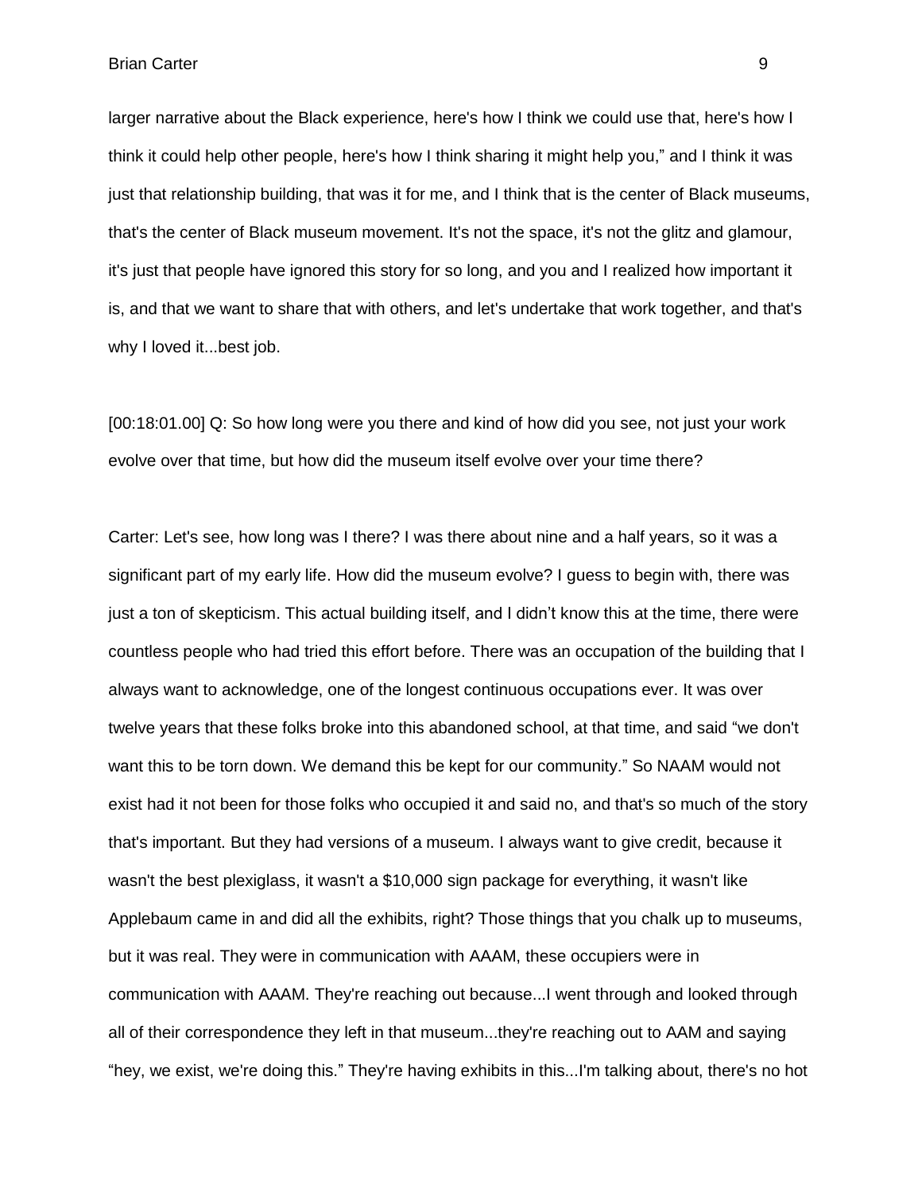larger narrative about the Black experience, here's how I think we could use that, here's how I think it could help other people, here's how I think sharing it might help you," and I think it was just that relationship building, that was it for me, and I think that is the center of Black museums, that's the center of Black museum movement. It's not the space, it's not the glitz and glamour, it's just that people have ignored this story for so long, and you and I realized how important it is, and that we want to share that with others, and let's undertake that work together, and that's why I loved it...best job.

[00:18:01.00] Q: So how long were you there and kind of how did you see, not just your work evolve over that time, but how did the museum itself evolve over your time there?

Carter: Let's see, how long was I there? I was there about nine and a half years, so it was a significant part of my early life. How did the museum evolve? I guess to begin with, there was just a ton of skepticism. This actual building itself, and I didn't know this at the time, there were countless people who had tried this effort before. There was an occupation of the building that I always want to acknowledge, one of the longest continuous occupations ever. It was over twelve years that these folks broke into this abandoned school, at that time, and said "we don't want this to be torn down. We demand this be kept for our community." So NAAM would not exist had it not been for those folks who occupied it and said no, and that's so much of the story that's important. But they had versions of a museum. I always want to give credit, because it wasn't the best plexiglass, it wasn't a $10,000 sign package for everything, it wasn't like Applebaum came in and did all the exhibits, right? Those things that you chalk up to museums, but it was real. They were in communication with AAAM, these occupiers were in communication with AAAM. They're reaching out because...I went through and looked through all of their correspondence they left in that museum...they're reaching out to AAM and saying "hey, we exist, we're doing this." They're having exhibits in this...I'm talking about, there's no hot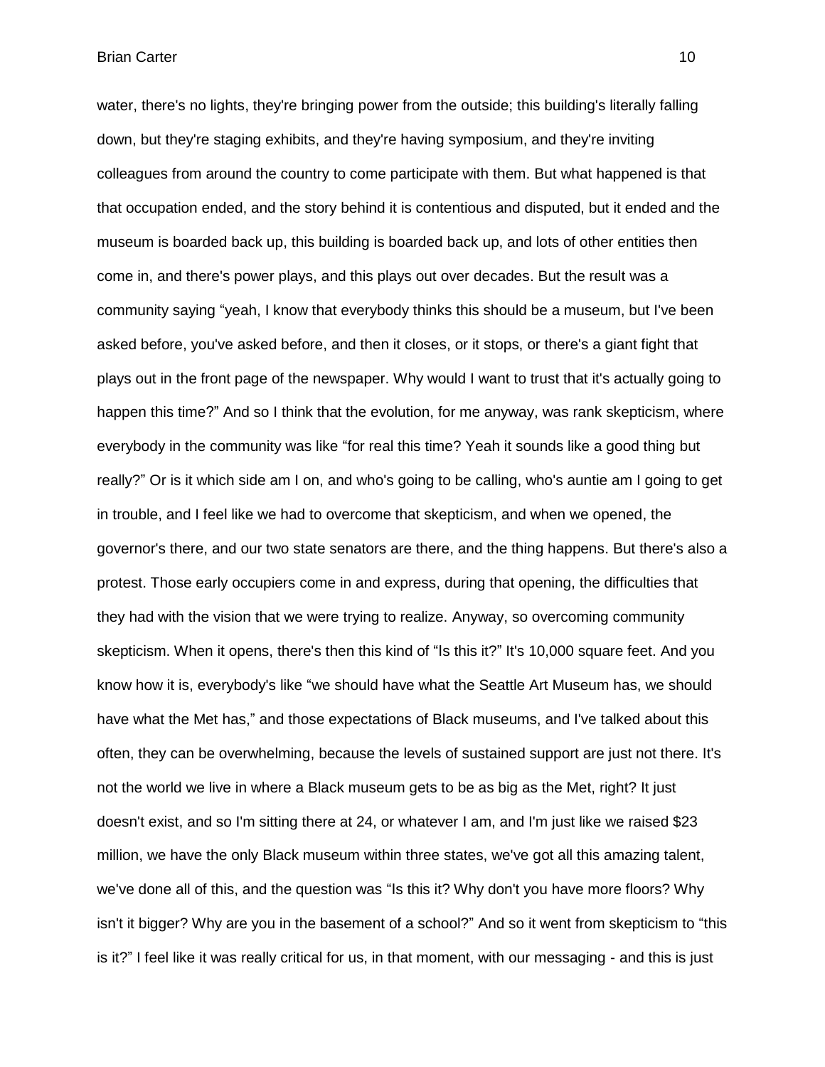water, there's no lights, they're bringing power from the outside; this building's literally falling down, but they're staging exhibits, and they're having symposium, and they're inviting colleagues from around the country to come participate with them. But what happened is that that occupation ended, and the story behind it is contentious and disputed, but it ended and the museum is boarded back up, this building is boarded back up, and lots of other entities then come in, and there's power plays, and this plays out over decades. But the result was a community saying "yeah, I know that everybody thinks this should be a museum, but I've been asked before, you've asked before, and then it closes, or it stops, or there's a giant fight that plays out in the front page of the newspaper. Why would I want to trust that it's actually going to happen this time?" And so I think that the evolution, for me anyway, was rank skepticism, where everybody in the community was like "for real this time? Yeah it sounds like a good thing but really?" Or is it which side am I on, and who's going to be calling, who's auntie am I going to get in trouble, and I feel like we had to overcome that skepticism, and when we opened, the governor's there, and our two state senators are there, and the thing happens. But there's also a protest. Those early occupiers come in and express, during that opening, the difficulties that they had with the vision that we were trying to realize. Anyway, so overcoming community skepticism. When it opens, there's then this kind of "Is this it?" It's 10,000 square feet. And you know how it is, everybody's like "we should have what the Seattle Art Museum has, we should have what the Met has," and those expectations of Black museums, and I've talked about this often, they can be overwhelming, because the levels of sustained support are just not there. It's not the world we live in where a Black museum gets to be as big as the Met, right? It just doesn't exist, and so I'm sitting there at 24, or whatever I am, and I'm just like we raised $23 million, we have the only Black museum within three states, we've got all this amazing talent, we've done all of this, and the question was "Is this it? Why don't you have more floors? Why isn't it bigger? Why are you in the basement of a school?" And so it went from skepticism to "this is it?" I feel like it was really critical for us, in that moment, with our messaging - and this is just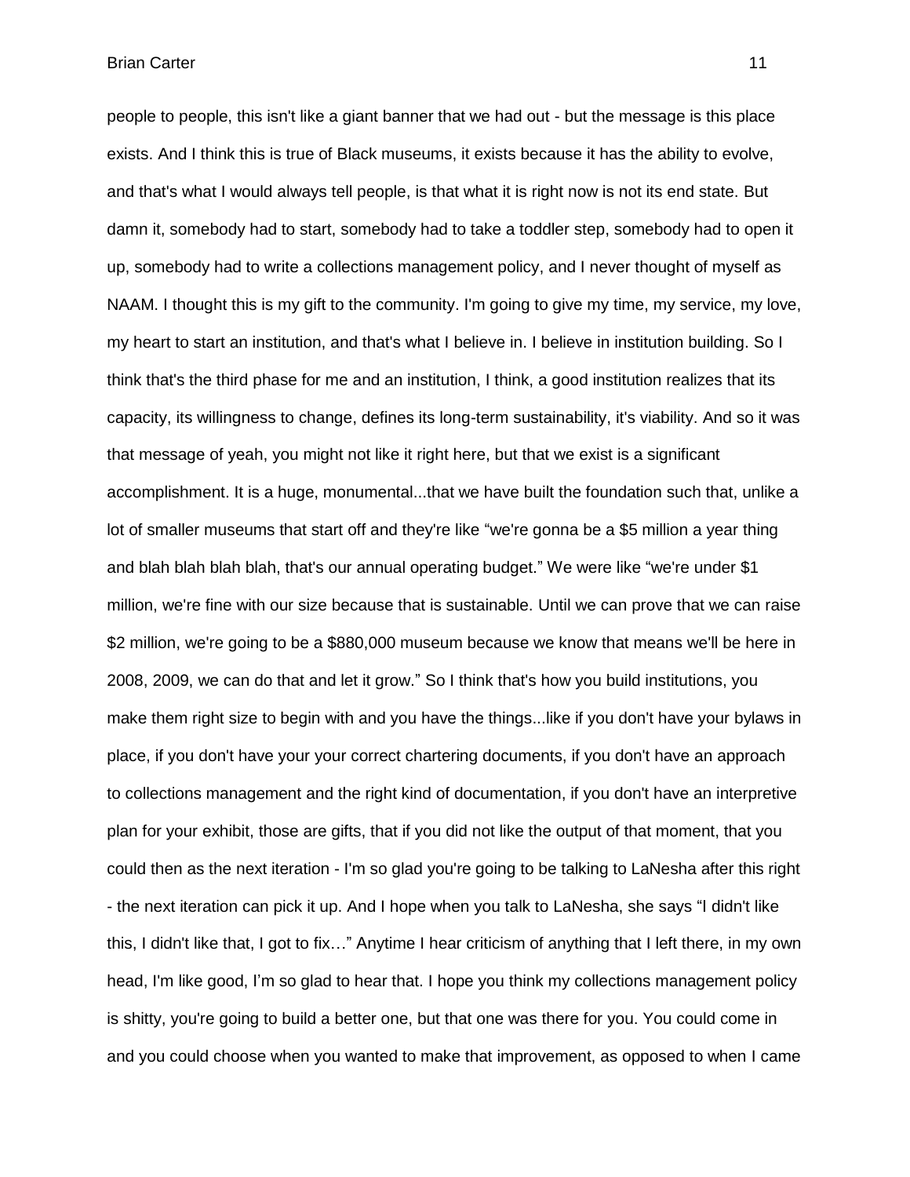people to people, this isn't like a giant banner that we had out - but the message is this place exists. And I think this is true of Black museums, it exists because it has the ability to evolve, and that's what I would always tell people, is that what it is right now is not its end state. But damn it, somebody had to start, somebody had to take a toddler step, somebody had to open it up, somebody had to write a collections management policy, and I never thought of myself as NAAM. I thought this is my gift to the community. I'm going to give my time, my service, my love, my heart to start an institution, and that's what I believe in. I believe in institution building. So I think that's the third phase for me and an institution, I think, a good institution realizes that its capacity, its willingness to change, defines its long-term sustainability, it's viability. And so it was that message of yeah, you might not like it right here, but that we exist is a significant accomplishment. It is a huge, monumental...that we have built the foundation such that, unlike a lot of smaller museums that start off and they're like "we're gonna be a $5 million a year thing and blah blah blah blah, that's our annual operating budget." We were like "we're under $1 million, we're fine with our size because that is sustainable. Until we can prove that we can raise $2 million, we're going to be a $880,000 museum because we know that means we'll be here in 2008, 2009, we can do that and let it grow." So I think that's how you build institutions, you make them right size to begin with and you have the things...like if you don't have your bylaws in place, if you don't have your your correct chartering documents, if you don't have an approach to collections management and the right kind of documentation, if you don't have an interpretive plan for your exhibit, those are gifts, that if you did not like the output of that moment, that you could then as the next iteration - I'm so glad you're going to be talking to LaNesha after this right - the next iteration can pick it up. And I hope when you talk to LaNesha, she says "I didn't like this, I didn't like that, I got to fix…" Anytime I hear criticism of anything that I left there, in my own head, I'm like good, I'm so glad to hear that. I hope you think my collections management policy is shitty, you're going to build a better one, but that one was there for you. You could come in and you could choose when you wanted to make that improvement, as opposed to when I came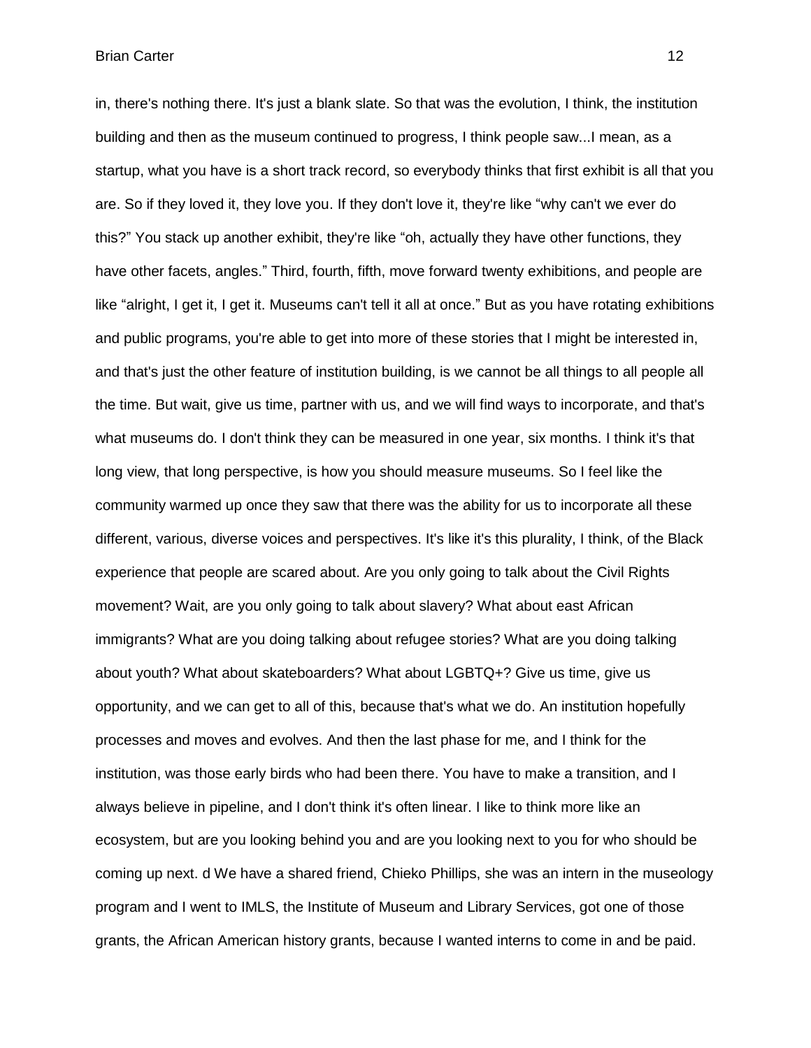in, there's nothing there. It's just a blank slate. So that was the evolution, I think, the institution building and then as the museum continued to progress, I think people saw...I mean, as a startup, what you have is a short track record, so everybody thinks that first exhibit is all that you are. So if they loved it, they love you. If they don't love it, they're like "why can't we ever do this?" You stack up another exhibit, they're like "oh, actually they have other functions, they have other facets, angles." Third, fourth, fifth, move forward twenty exhibitions, and people are like "alright, I get it, I get it. Museums can't tell it all at once." But as you have rotating exhibitions and public programs, you're able to get into more of these stories that I might be interested in, and that's just the other feature of institution building, is we cannot be all things to all people all the time. But wait, give us time, partner with us, and we will find ways to incorporate, and that's what museums do. I don't think they can be measured in one year, six months. I think it's that long view, that long perspective, is how you should measure museums. So I feel like the community warmed up once they saw that there was the ability for us to incorporate all these different, various, diverse voices and perspectives. It's like it's this plurality, I think, of the Black experience that people are scared about. Are you only going to talk about the Civil Rights movement? Wait, are you only going to talk about slavery? What about east African immigrants? What are you doing talking about refugee stories? What are you doing talking about youth? What about skateboarders? What about LGBTQ+? Give us time, give us opportunity, and we can get to all of this, because that's what we do. An institution hopefully processes and moves and evolves. And then the last phase for me, and I think for the institution, was those early birds who had been there. You have to make a transition, and I always believe in pipeline, and I don't think it's often linear. I like to think more like an ecosystem, but are you looking behind you and are you looking next to you for who should be coming up next. d We have a shared friend, Chieko Phillips, she was an intern in the museology program and I went to IMLS, the Institute of Museum and Library Services, got one of those grants, the African American history grants, because I wanted interns to come in and be paid.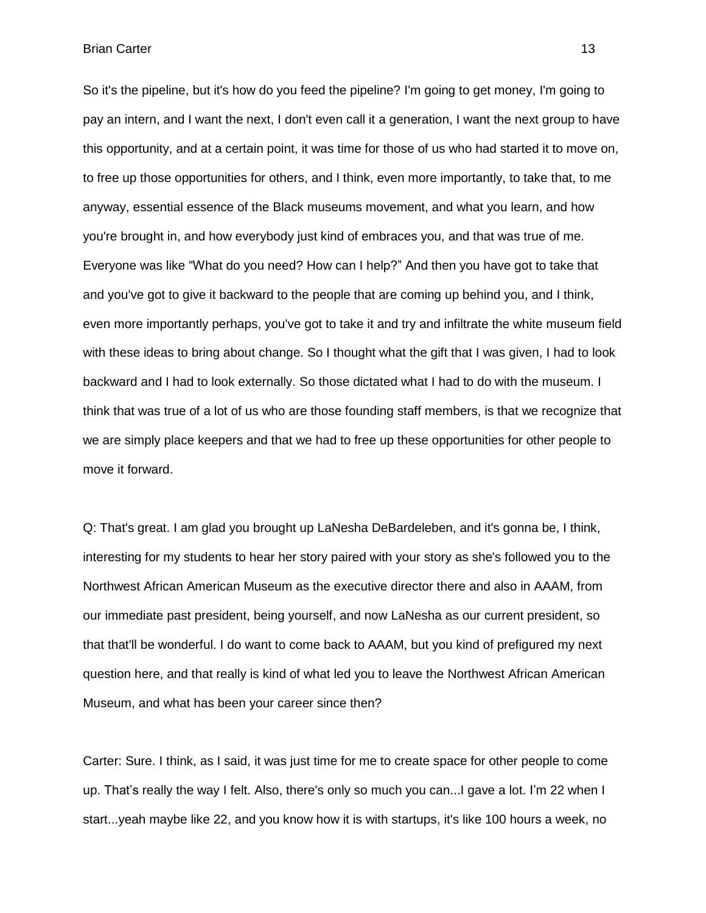So it's the pipeline, but it's how do you feed the pipeline? I'm going to get money, I'm going to pay an intern, and I want the next, I don't even call it a generation, I want the next group to have this opportunity, and at a certain point, it was time for those of us who had started it to move on, to free up those opportunities for others, and I think, even more importantly, to take that, to me anyway, essential essence of the Black museums movement, and what you learn, and how you're brought in, and how everybody just kind of embraces you, and that was true of me. Everyone was like “What do you need? How can I help?” And then you have got to take that and you've got to give it backward to the people that are coming up behind you, and I think, even more importantly perhaps, you've got to take it and try and infiltrate the white museum field with these ideas to bring about change. So I thought what the gift that I was given, I had to look backward and I had to look externally. So those dictated what I had to do with the museum. I think that was true of a lot of us who are those founding staff members, is that we recognize that we are simply place keepers and that we had to free up these opportunities for other people to move it forward.

Q: That's great. I am glad you brought up LaNesha DeBardeleben, and it's gonna be, I think, interesting for my students to hear her story paired with your story as she's followed you to the Northwest African American Museum as the executive director there and also in AAAM, from our immediate past president, being yourself, and now LaNesha as our current president, so that that'll be wonderful. I do want to come back to AAAM, but you kind of prefigured my next question here, and that really is kind of what led you to leave the Northwest African American Museum, and what has been your career since then?

Carter: Sure. I think, as I said, it was just time for me to create space for other people to come up. That’s really the way I felt. Also, there's only so much you can...I gave a lot. I’m 22 when I start...yeah maybe like 22, and you know how it is with startups, it's like 100 hours a week, no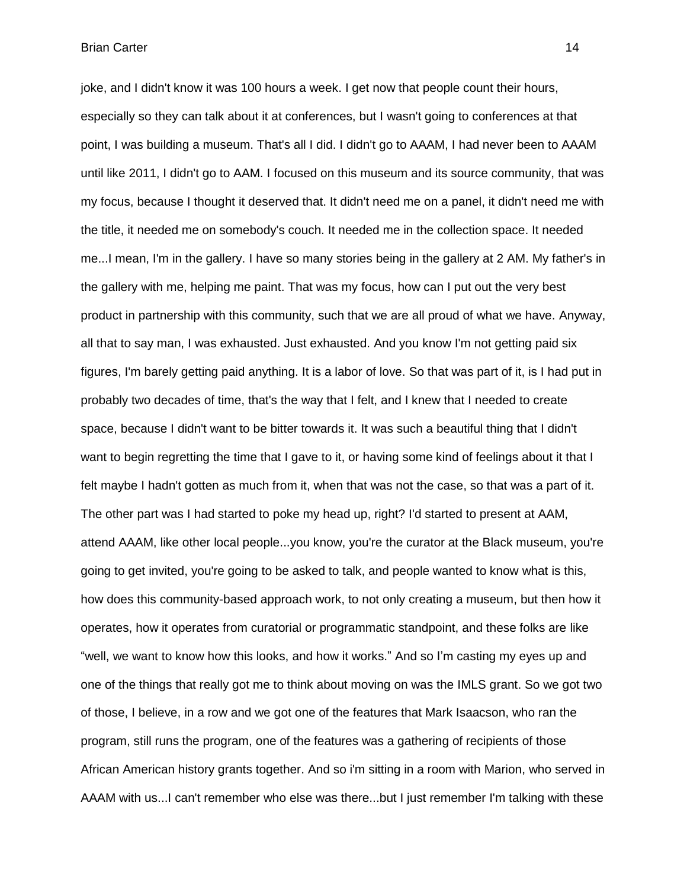joke, and I didn't know it was 100 hours a week. I get now that people count their hours, especially so they can talk about it at conferences, but I wasn't going to conferences at that point, I was building a museum. That's all I did. I didn't go to AAAM, I had never been to AAAM until like 2011, I didn't go to AAM. I focused on this museum and its source community, that was my focus, because I thought it deserved that. It didn't need me on a panel, it didn't need me with the title, it needed me on somebody's couch. It needed me in the collection space. It needed me...I mean, I'm in the gallery. I have so many stories being in the gallery at 2 AM. My father's in the gallery with me, helping me paint. That was my focus, how can I put out the very best product in partnership with this community, such that we are all proud of what we have. Anyway, all that to say man, I was exhausted. Just exhausted. And you know I'm not getting paid six figures, I'm barely getting paid anything. It is a labor of love. So that was part of it, is I had put in probably two decades of time, that's the way that I felt, and I knew that I needed to create space, because I didn't want to be bitter towards it. It was such a beautiful thing that I didn't want to begin regretting the time that I gave to it, or having some kind of feelings about it that I felt maybe I hadn't gotten as much from it, when that was not the case, so that was a part of it. The other part was I had started to poke my head up, right? I'd started to present at AAM, attend AAAM, like other local people...you know, you're the curator at the Black museum, you're going to get invited, you're going to be asked to talk, and people wanted to know what is this, how does this community-based approach work, to not only creating a museum, but then how it operates, how it operates from curatorial or programmatic standpoint, and these folks are like "well, we want to know how this looks, and how it works." And so I'm casting my eyes up and one of the things that really got me to think about moving on was the IMLS grant. So we got two of those, I believe, in a row and we got one of the features that Mark Isaacson, who ran the program, still runs the program, one of the features was a gathering of recipients of those African American history grants together. And so i'm sitting in a room with Marion, who served in AAAM with us...I can't remember who else was there...but I just remember I'm talking with these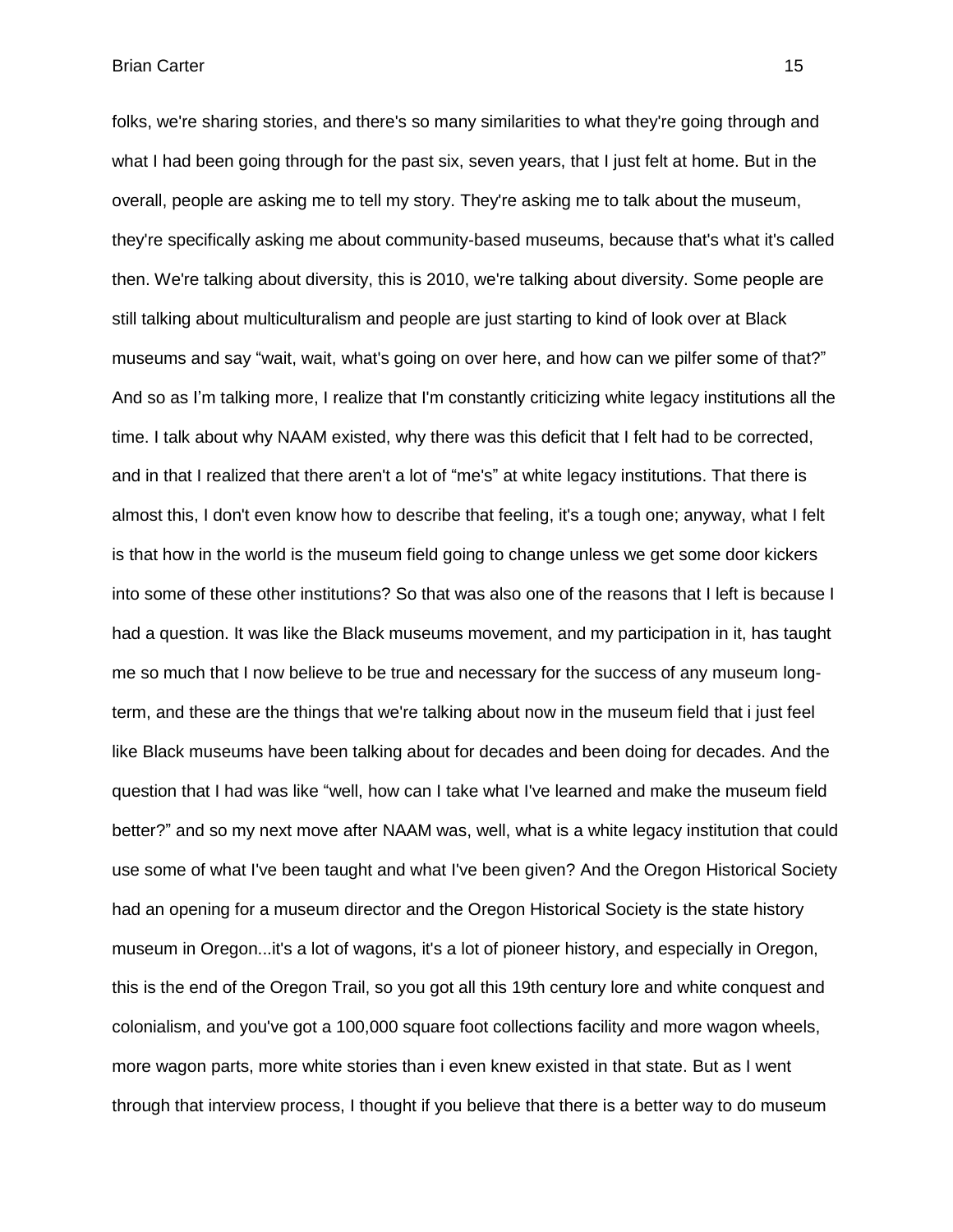folks, we're sharing stories, and there's so many similarities to what they're going through and what I had been going through for the past six, seven years, that I just felt at home. But in the overall, people are asking me to tell my story. They're asking me to talk about the museum, they're specifically asking me about community-based museums, because that's what it's called then. We're talking about diversity, this is 2010, we're talking about diversity. Some people are still talking about multiculturalism and people are just starting to kind of look over at Black museums and say "wait, wait, what's going on over here, and how can we pilfer some of that?" And so as I'm talking more, I realize that I'm constantly criticizing white legacy institutions all the time. I talk about why NAAM existed, why there was this deficit that I felt had to be corrected, and in that I realized that there aren't a lot of "me's" at white legacy institutions. That there is almost this, I don't even know how to describe that feeling, it's a tough one; anyway, what I felt is that how in the world is the museum field going to change unless we get some door kickers into some of these other institutions? So that was also one of the reasons that I left is because I had a question. It was like the Black museums movement, and my participation in it, has taught me so much that I now believe to be true and necessary for the success of any museum long-term, and these are the things that we're talking about now in the museum field that i just feel like Black museums have been talking about for decades and been doing for decades. And the question that I had was like "well, how can I take what I've learned and make the museum field better?" and so my next move after NAAM was, well, what is a white legacy institution that could use some of what I've been taught and what I've been given? And the Oregon Historical Society had an opening for a museum director and the Oregon Historical Society is the state history museum in Oregon...it's a lot of wagons, it's a lot of pioneer history, and especially in Oregon, this is the end of the Oregon Trail, so you got all this 19th century lore and white conquest and colonialism, and you've got a 100,000 square foot collections facility and more wagon wheels, more wagon parts, more white stories than i even knew existed in that state. But as I went through that interview process, I thought if you believe that there is a better way to do museum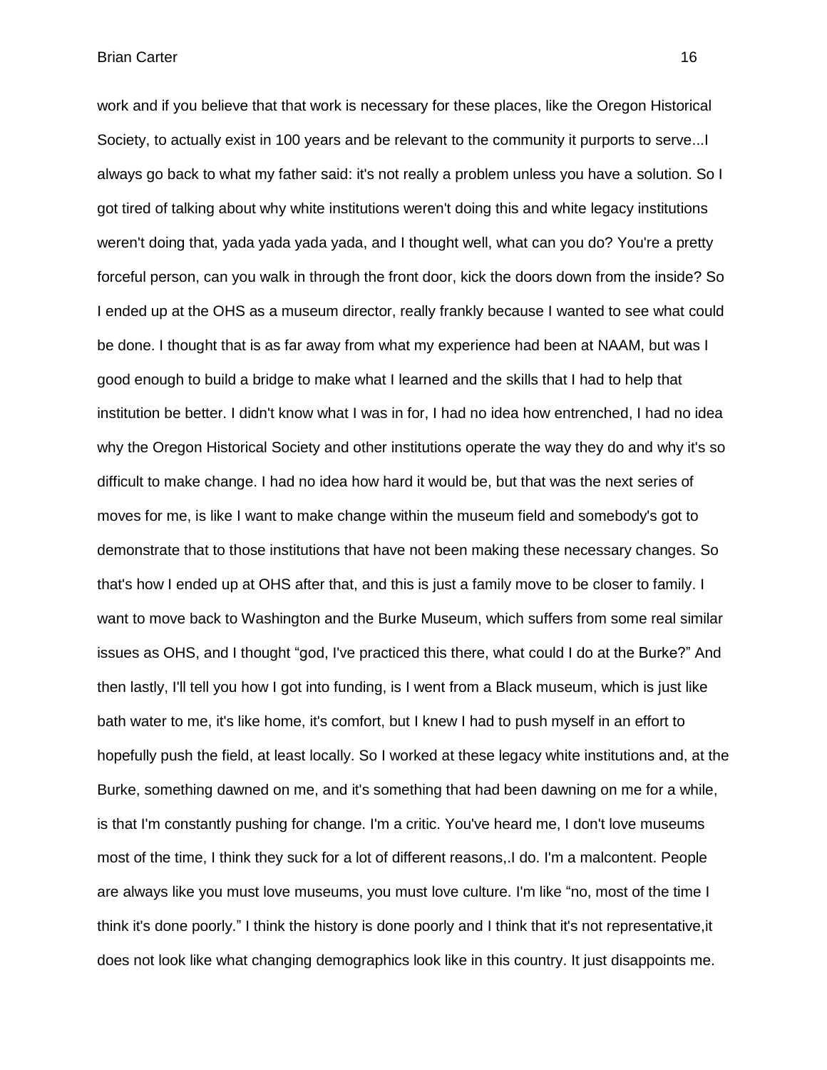work and if you believe that that work is necessary for these places, like the Oregon Historical Society, to actually exist in 100 years and be relevant to the community it purports to serve...I always go back to what my father said: it's not really a problem unless you have a solution. So I got tired of talking about why white institutions weren't doing this and white legacy institutions weren't doing that, yada yada yada yada, and I thought well, what can you do? You're a pretty forceful person, can you walk in through the front door, kick the doors down from the inside? So I ended up at the OHS as a museum director, really frankly because I wanted to see what could be done. I thought that is as far away from what my experience had been at NAAM, but was I good enough to build a bridge to make what I learned and the skills that I had to help that institution be better. I didn't know what I was in for, I had no idea how entrenched, I had no idea why the Oregon Historical Society and other institutions operate the way they do and why it's so difficult to make change. I had no idea how hard it would be, but that was the next series of moves for me, is like I want to make change within the museum field and somebody's got to demonstrate that to those institutions that have not been making these necessary changes. So that's how I ended up at OHS after that, and this is just a family move to be closer to family. I want to move back to Washington and the Burke Museum, which suffers from some real similar issues as OHS, and I thought "god, I've practiced this there, what could I do at the Burke?" And then lastly, I'll tell you how I got into funding, is I went from a Black museum, which is just like bath water to me, it's like home, it's comfort, but I knew I had to push myself in an effort to hopefully push the field, at least locally. So I worked at these legacy white institutions and, at the Burke, something dawned on me, and it's something that had been dawning on me for a while, is that I'm constantly pushing for change. I'm a critic. You've heard me, I don't love museums most of the time, I think they suck for a lot of different reasons,.I do. I'm a malcontent. People are always like you must love museums, you must love culture. I'm like "no, most of the time I think it's done poorly." I think the history is done poorly and I think that it's not representative,it does not look like what changing demographics look like in this country. It just disappoints me.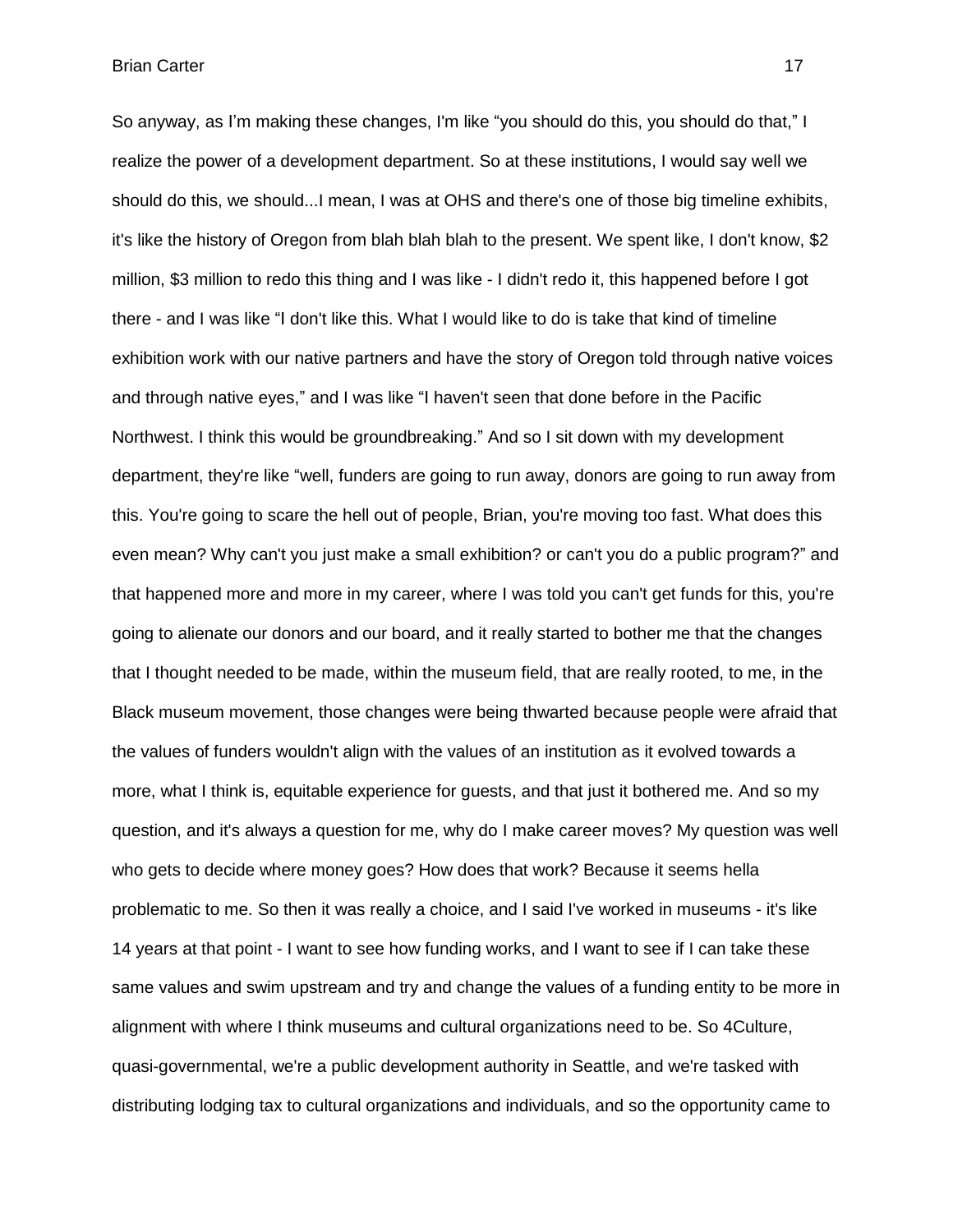So anyway, as I'm making these changes, I'm like "you should do this, you should do that," I realize the power of a development department. So at these institutions, I would say well we should do this, we should...I mean, I was at OHS and there's one of those big timeline exhibits, it's like the history of Oregon from blah blah blah to the present. We spent like, I don't know, $2 million, $3 million to redo this thing and I was like - I didn't redo it, this happened before I got there - and I was like "I don't like this. What I would like to do is take that kind of timeline exhibition work with our native partners and have the story of Oregon told through native voices and through native eyes," and I was like "I haven't seen that done before in the Pacific Northwest. I think this would be groundbreaking." And so I sit down with my development department, they're like "well, funders are going to run away, donors are going to run away from this. You're going to scare the hell out of people, Brian, you're moving too fast. What does this even mean? Why can't you just make a small exhibition? or can't you do a public program?" and that happened more and more in my career, where I was told you can't get funds for this, you're going to alienate our donors and our board, and it really started to bother me that the changes that I thought needed to be made, within the museum field, that are really rooted, to me, in the Black museum movement, those changes were being thwarted because people were afraid that the values of funders wouldn't align with the values of an institution as it evolved towards a more, what I think is, equitable experience for guests, and that just it bothered me. And so my question, and it's always a question for me, why do I make career moves? My question was well who gets to decide where money goes? How does that work? Because it seems hella problematic to me. So then it was really a choice, and I said I've worked in museums - it's like 14 years at that point - I want to see how funding works, and I want to see if I can take these same values and swim upstream and try and change the values of a funding entity to be more in alignment with where I think museums and cultural organizations need to be. So 4Culture, quasi-governmental, we're a public development authority in Seattle, and we're tasked with distributing lodging tax to cultural organizations and individuals, and so the opportunity came to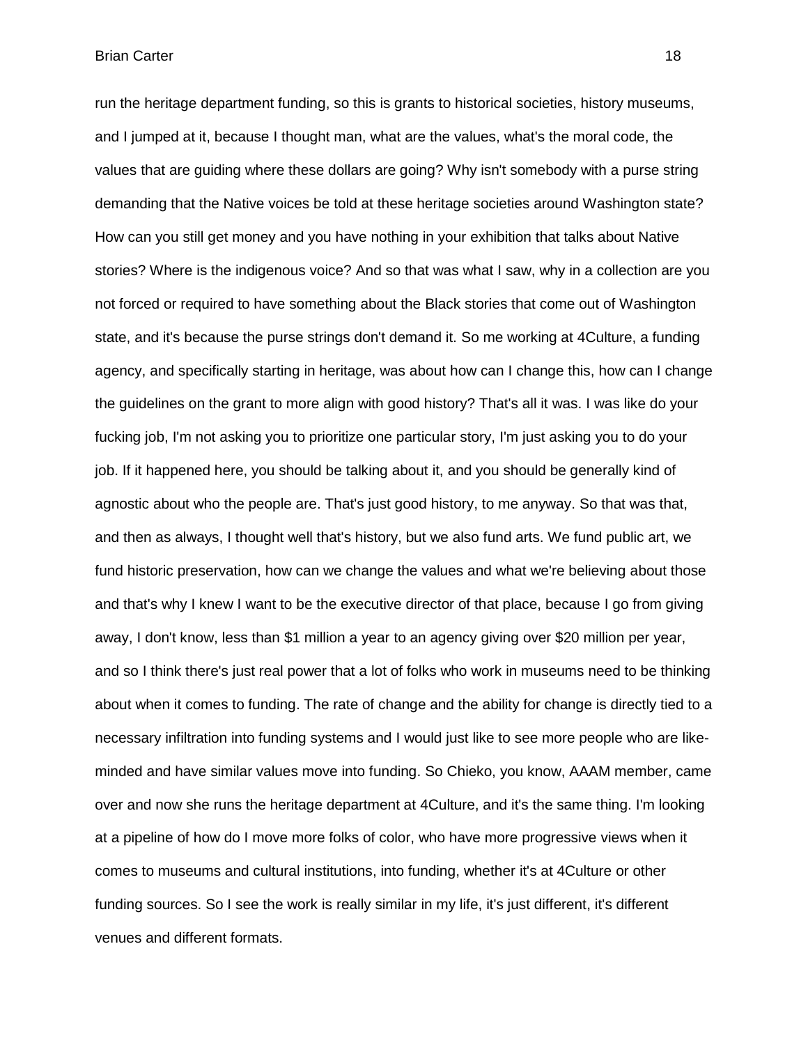run the heritage department funding, so this is grants to historical societies, history museums, and I jumped at it, because I thought man, what are the values, what's the moral code, the values that are guiding where these dollars are going? Why isn't somebody with a purse string demanding that the Native voices be told at these heritage societies around Washington state? How can you still get money and you have nothing in your exhibition that talks about Native stories? Where is the indigenous voice? And so that was what I saw, why in a collection are you not forced or required to have something about the Black stories that come out of Washington state, and it's because the purse strings don't demand it. So me working at 4Culture, a funding agency, and specifically starting in heritage, was about how can I change this, how can I change the guidelines on the grant to more align with good history? That's all it was. I was like do your fucking job, I'm not asking you to prioritize one particular story, I'm just asking you to do your job. If it happened here, you should be talking about it, and you should be generally kind of agnostic about who the people are. That's just good history, to me anyway. So that was that, and then as always, I thought well that's history, but we also fund arts. We fund public art, we fund historic preservation, how can we change the values and what we're believing about those and that's why I knew I want to be the executive director of that place, because I go from giving away, I don't know, less than $1 million a year to an agency giving over $20 million per year, and so I think there's just real power that a lot of folks who work in museums need to be thinking about when it comes to funding. The rate of change and the ability for change is directly tied to a necessary infiltration into funding systems and I would just like to see more people who are like-minded and have similar values move into funding. So Chieko, you know, AAAM member, came over and now she runs the heritage department at 4Culture, and it's the same thing. I'm looking at a pipeline of how do I move more folks of color, who have more progressive views when it comes to museums and cultural institutions, into funding, whether it's at 4Culture or other funding sources. So I see the work is really similar in my life, it's just different, it's different venues and different formats.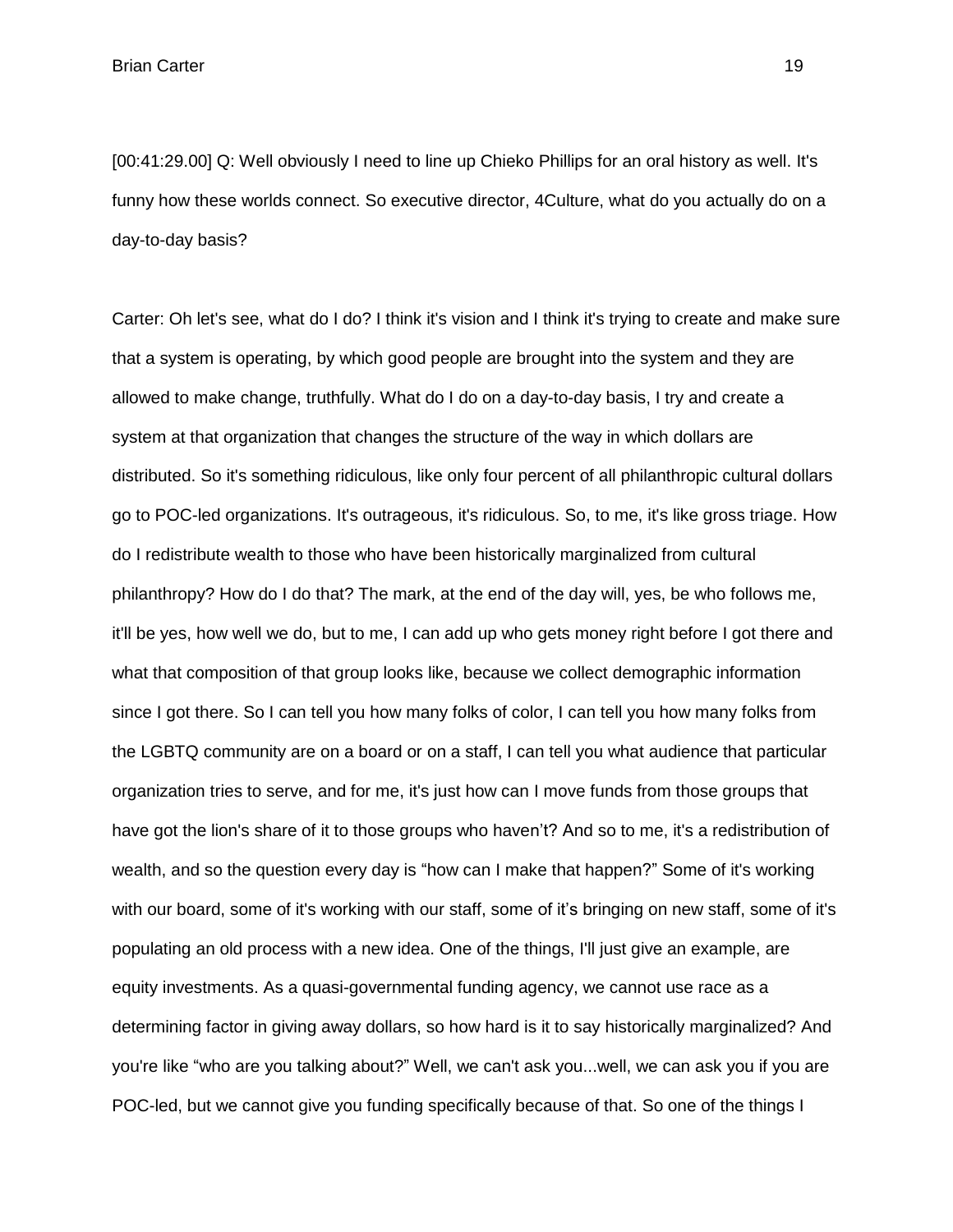[00:41:29.00] Q: Well obviously I need to line up Chieko Phillips for an oral history as well. It's funny how these worlds connect. So executive director, 4Culture, what do you actually do on a day-to-day basis?

Carter: Oh let's see, what do I do? I think it's vision and I think it's trying to create and make sure that a system is operating, by which good people are brought into the system and they are allowed to make change, truthfully. What do I do on a day-to-day basis, I try and create a system at that organization that changes the structure of the way in which dollars are distributed. So it's something ridiculous, like only four percent of all philanthropic cultural dollars go to POC-led organizations. It's outrageous, it's ridiculous. So, to me, it's like gross triage. How do I redistribute wealth to those who have been historically marginalized from cultural philanthropy? How do I do that? The mark, at the end of the day will, yes, be who follows me, it'll be yes, how well we do, but to me, I can add up who gets money right before I got there and what that composition of that group looks like, because we collect demographic information since I got there. So I can tell you how many folks of color, I can tell you how many folks from the LGBTQ community are on a board or on a staff, I can tell you what audience that particular organization tries to serve, and for me, it's just how can I move funds from those groups that have got the lion's share of it to those groups who haven't? And so to me, it's a redistribution of wealth, and so the question every day is "how can I make that happen?" Some of it's working with our board, some of it's working with our staff, some of it's bringing on new staff, some of it's populating an old process with a new idea. One of the things, I'll just give an example, are equity investments. As a quasi-governmental funding agency, we cannot use race as a determining factor in giving away dollars, so how hard is it to say historically marginalized? And you're like "who are you talking about?" Well, we can't ask you...well, we can ask you if you are POC-led, but we cannot give you funding specifically because of that. So one of the things I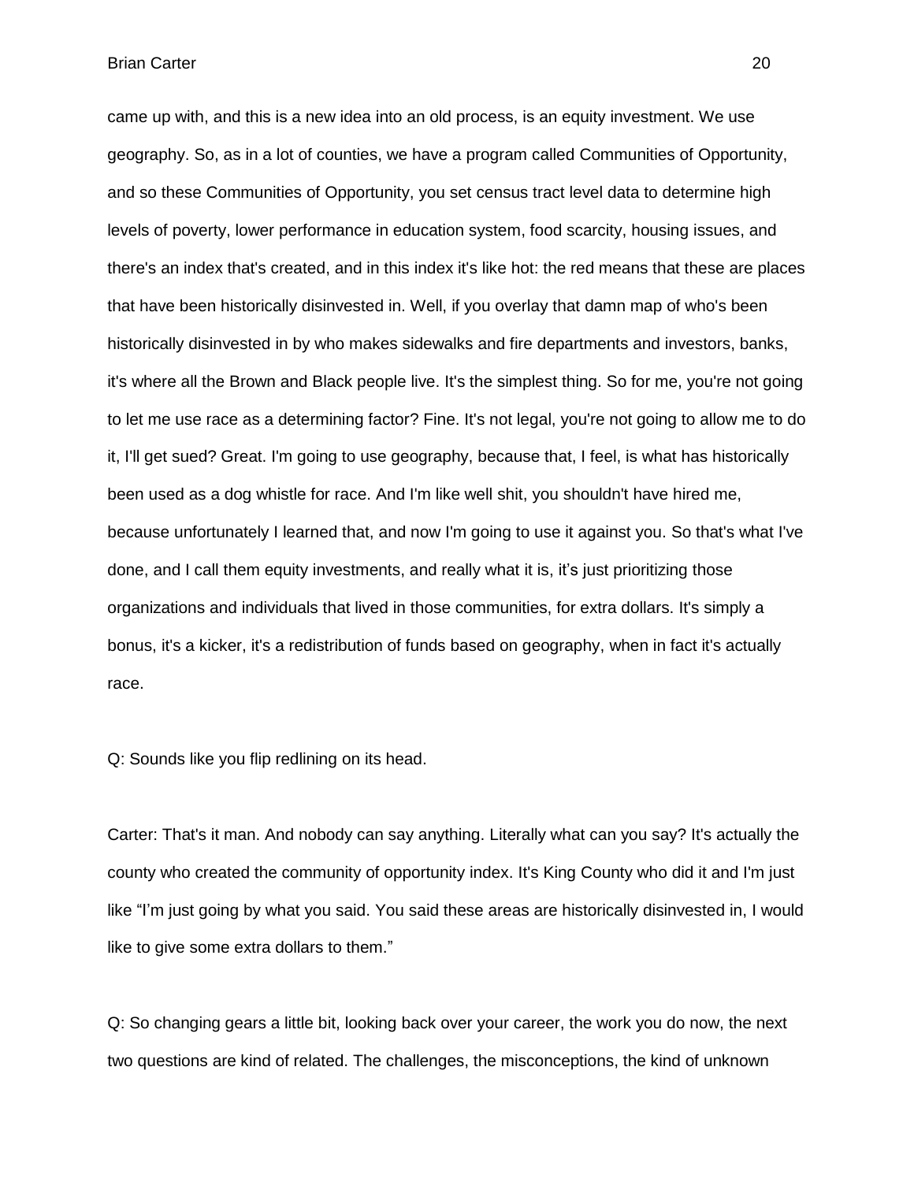came up with, and this is a new idea into an old process, is an equity investment. We use geography. So, as in a lot of counties, we have a program called Communities of Opportunity, and so these Communities of Opportunity, you set census tract level data to determine high levels of poverty, lower performance in education system, food scarcity, housing issues, and there's an index that's created, and in this index it's like hot: the red means that these are places that have been historically disinvested in. Well, if you overlay that damn map of who's been historically disinvested in by who makes sidewalks and fire departments and investors, banks, it's where all the Brown and Black people live. It's the simplest thing. So for me, you're not going to let me use race as a determining factor? Fine. It's not legal, you're not going to allow me to do it, I'll get sued? Great. I'm going to use geography, because that, I feel, is what has historically been used as a dog whistle for race. And I'm like well shit, you shouldn't have hired me, because unfortunately I learned that, and now I'm going to use it against you. So that's what I've done, and I call them equity investments, and really what it is, it's just prioritizing those organizations and individuals that lived in those communities, for extra dollars. It's simply a bonus, it's a kicker, it's a redistribution of funds based on geography, when in fact it's actually race.

Q: Sounds like you flip redlining on its head.

Carter: That's it man. And nobody can say anything. Literally what can you say? It's actually the county who created the community of opportunity index. It's King County who did it and I'm just like "I'm just going by what you said. You said these areas are historically disinvested in, I would like to give some extra dollars to them."

Q: So changing gears a little bit, looking back over your career, the work you do now, the next two questions are kind of related. The challenges, the misconceptions, the kind of unknown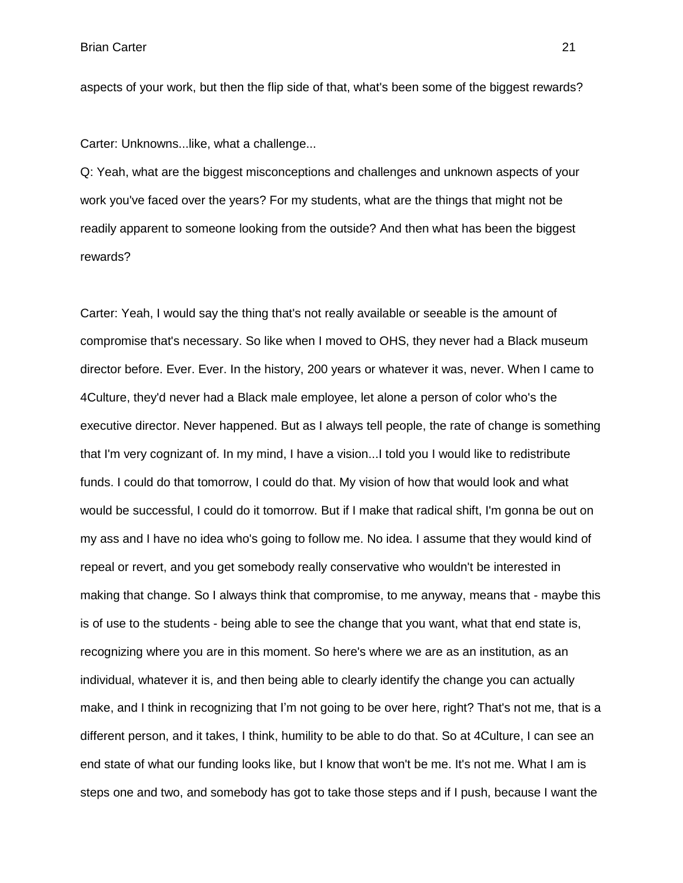aspects of your work, but then the flip side of that, what's been some of the biggest rewards?

Carter: Unknowns...like, what a challenge...

Q: Yeah, what are the biggest misconceptions and challenges and unknown aspects of your work you've faced over the years? For my students, what are the things that might not be readily apparent to someone looking from the outside? And then what has been the biggest rewards?

Carter: Yeah, I would say the thing that's not really available or seeable is the amount of compromise that's necessary. So like when I moved to OHS, they never had a Black museum director before. Ever. Ever. In the history, 200 years or whatever it was, never. When I came to 4Culture, they'd never had a Black male employee, let alone a person of color who's the executive director. Never happened. But as I always tell people, the rate of change is something that I'm very cognizant of. In my mind, I have a vision...I told you I would like to redistribute funds. I could do that tomorrow, I could do that. My vision of how that would look and what would be successful, I could do it tomorrow. But if I make that radical shift, I'm gonna be out on my ass and I have no idea who's going to follow me. No idea. I assume that they would kind of repeal or revert, and you get somebody really conservative who wouldn't be interested in making that change. So I always think that compromise, to me anyway, means that - maybe this is of use to the students - being able to see the change that you want, what that end state is, recognizing where you are in this moment. So here's where we are as an institution, as an individual, whatever it is, and then being able to clearly identify the change you can actually make, and I think in recognizing that I'm not going to be over here, right? That's not me, that is a different person, and it takes, I think, humility to be able to do that. So at 4Culture, I can see an end state of what our funding looks like, but I know that won't be me. It's not me. What I am is steps one and two, and somebody has got to take those steps and if I push, because I want the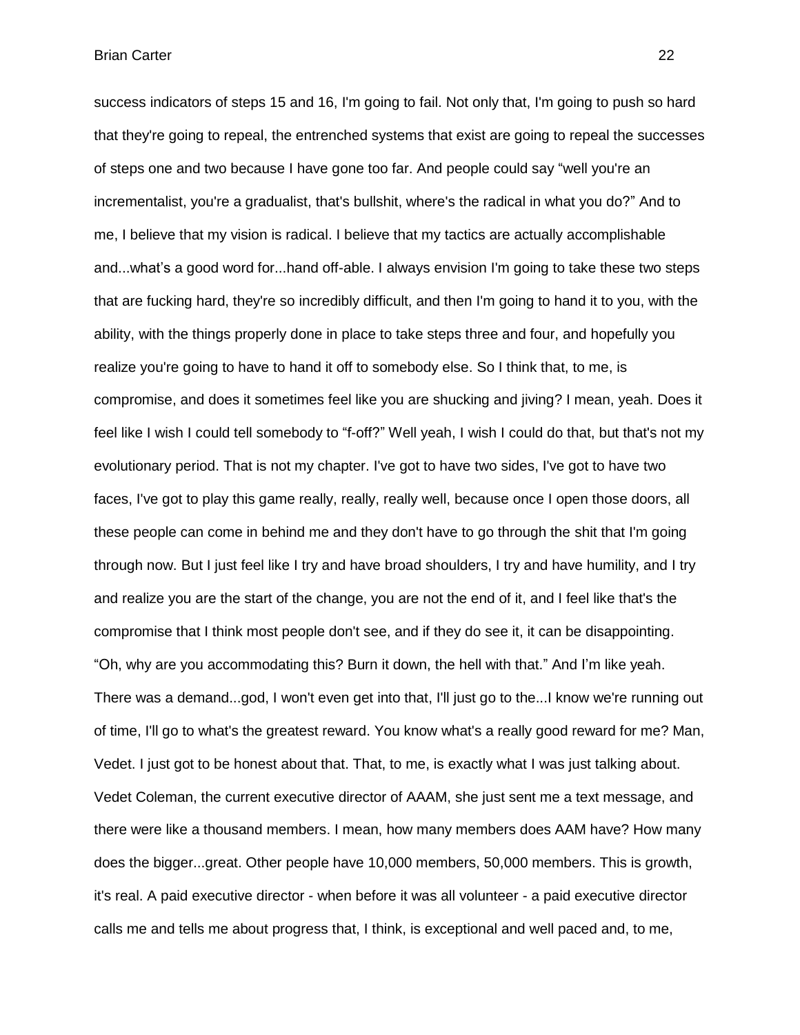success indicators of steps 15 and 16, I'm going to fail. Not only that, I'm going to push so hard that they're going to repeal, the entrenched systems that exist are going to repeal the successes of steps one and two because I have gone too far. And people could say "well you're an incrementalist, you're a gradualist, that's bullshit, where's the radical in what you do?" And to me, I believe that my vision is radical. I believe that my tactics are actually accomplishable and...what's a good word for...hand off-able. I always envision I'm going to take these two steps that are fucking hard, they're so incredibly difficult, and then I'm going to hand it to you, with the ability, with the things properly done in place to take steps three and four, and hopefully you realize you're going to have to hand it off to somebody else. So I think that, to me, is compromise, and does it sometimes feel like you are shucking and jiving? I mean, yeah. Does it feel like I wish I could tell somebody to "f-off?" Well yeah, I wish I could do that, but that's not my evolutionary period. That is not my chapter. I've got to have two sides, I've got to have two faces, I've got to play this game really, really, really well, because once I open those doors, all these people can come in behind me and they don't have to go through the shit that I'm going through now. But I just feel like I try and have broad shoulders, I try and have humility, and I try and realize you are the start of the change, you are not the end of it, and I feel like that's the compromise that I think most people don't see, and if they do see it, it can be disappointing. "Oh, why are you accommodating this? Burn it down, the hell with that." And I'm like yeah. There was a demand...god, I won't even get into that, I'll just go to the...I know we're running out of time, I'll go to what's the greatest reward. You know what's a really good reward for me? Man, Vedet. I just got to be honest about that. That, to me, is exactly what I was just talking about. Vedet Coleman, the current executive director of AAAM, she just sent me a text message, and there were like a thousand members. I mean, how many members does AAM have? How many does the bigger...great. Other people have 10,000 members, 50,000 members. This is growth, it's real. A paid executive director - when before it was all volunteer - a paid executive director calls me and tells me about progress that, I think, is exceptional and well paced and, to me,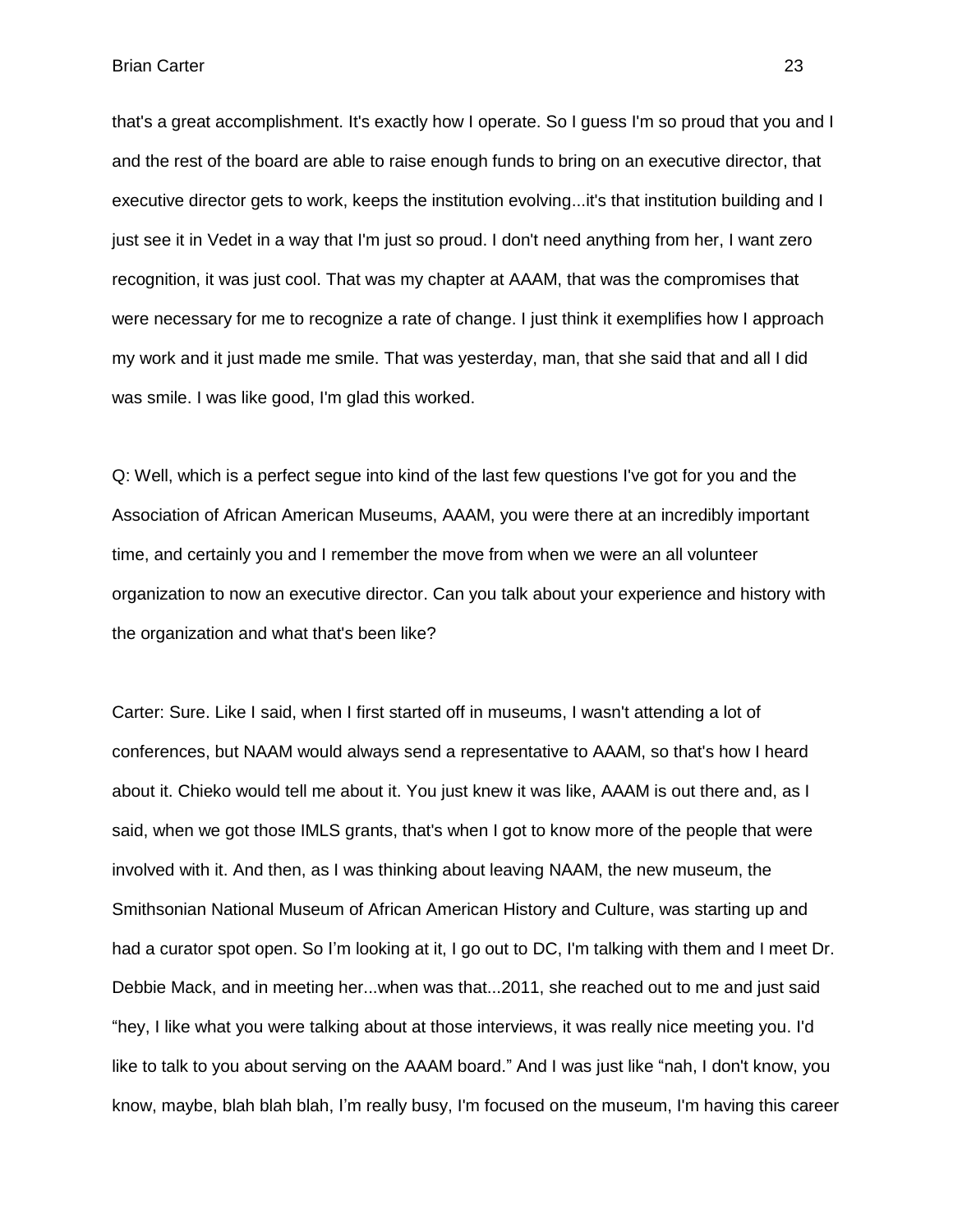that's a great accomplishment. It's exactly how I operate. So I guess I'm so proud that you and I and the rest of the board are able to raise enough funds to bring on an executive director, that executive director gets to work, keeps the institution evolving...it's that institution building and I just see it in Vedet in a way that I'm just so proud. I don't need anything from her, I want zero recognition, it was just cool. That was my chapter at AAAM, that was the compromises that were necessary for me to recognize a rate of change. I just think it exemplifies how I approach my work and it just made me smile. That was yesterday, man, that she said that and all I did was smile. I was like good, I'm glad this worked.

Q: Well, which is a perfect segue into kind of the last few questions I've got for you and the Association of African American Museums, AAAM, you were there at an incredibly important time, and certainly you and I remember the move from when we were an all volunteer organization to now an executive director. Can you talk about your experience and history with the organization and what that's been like?

Carter: Sure. Like I said, when I first started off in museums, I wasn't attending a lot of conferences, but NAAM would always send a representative to AAAM, so that's how I heard about it. Chieko would tell me about it. You just knew it was like, AAAM is out there and, as I said, when we got those IMLS grants, that's when I got to know more of the people that were involved with it. And then, as I was thinking about leaving NAAM, the new museum, the Smithsonian National Museum of African American History and Culture, was starting up and had a curator spot open. So I'm looking at it, I go out to DC, I'm talking with them and I meet Dr. Debbie Mack, and in meeting her...when was that...2011, she reached out to me and just said "hey, I like what you were talking about at those interviews, it was really nice meeting you. I'd like to talk to you about serving on the AAAM board." And I was just like "nah, I don't know, you know, maybe, blah blah blah, I'm really busy, I'm focused on the museum, I'm having this career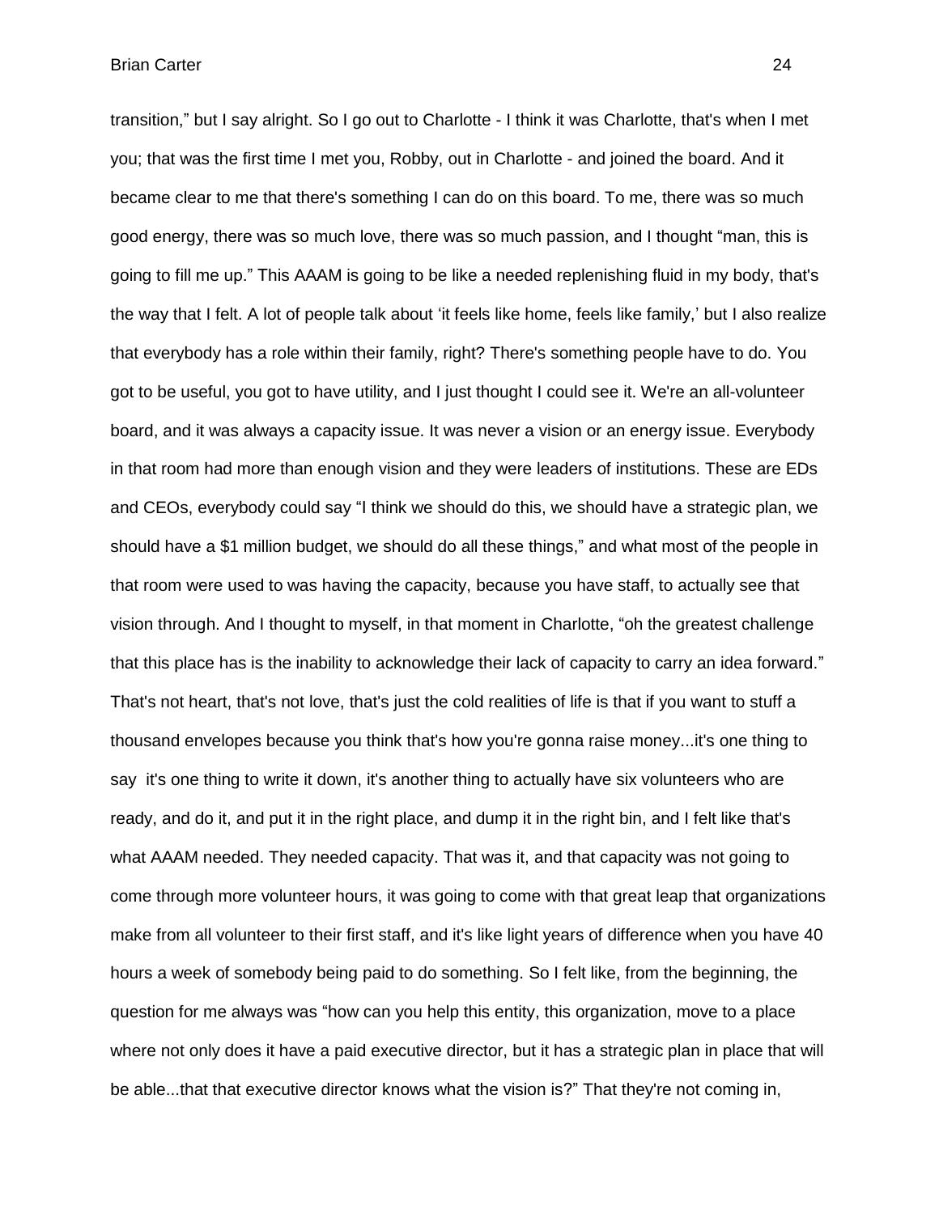transition," but I say alright. So I go out to Charlotte - I think it was Charlotte, that's when I met you; that was the first time I met you, Robby, out in Charlotte - and joined the board. And it became clear to me that there's something I can do on this board. To me, there was so much good energy, there was so much love, there was so much passion, and I thought "man, this is going to fill me up." This AAAM is going to be like a needed replenishing fluid in my body, that's the way that I felt. A lot of people talk about 'it feels like home, feels like family,' but I also realize that everybody has a role within their family, right? There's something people have to do. You got to be useful, you got to have utility, and I just thought I could see it. We're an all-volunteer board, and it was always a capacity issue. It was never a vision or an energy issue. Everybody in that room had more than enough vision and they were leaders of institutions. These are EDs and CEOs, everybody could say "I think we should do this, we should have a strategic plan, we should have a $1 million budget, we should do all these things," and what most of the people in that room were used to was having the capacity, because you have staff, to actually see that vision through. And I thought to myself, in that moment in Charlotte, "oh the greatest challenge that this place has is the inability to acknowledge their lack of capacity to carry an idea forward." That's not heart, that's not love, that's just the cold realities of life is that if you want to stuff a thousand envelopes because you think that's how you're gonna raise money...it's one thing to say it's one thing to write it down, it's another thing to actually have six volunteers who are ready, and do it, and put it in the right place, and dump it in the right bin, and I felt like that's what AAAM needed. They needed capacity. That was it, and that capacity was not going to come through more volunteer hours, it was going to come with that great leap that organizations make from all volunteer to their first staff, and it's like light years of difference when you have 40 hours a week of somebody being paid to do something. So I felt like, from the beginning, the question for me always was "how can you help this entity, this organization, move to a place where not only does it have a paid executive director, but it has a strategic plan in place that will be able...that that executive director knows what the vision is?" That they're not coming in,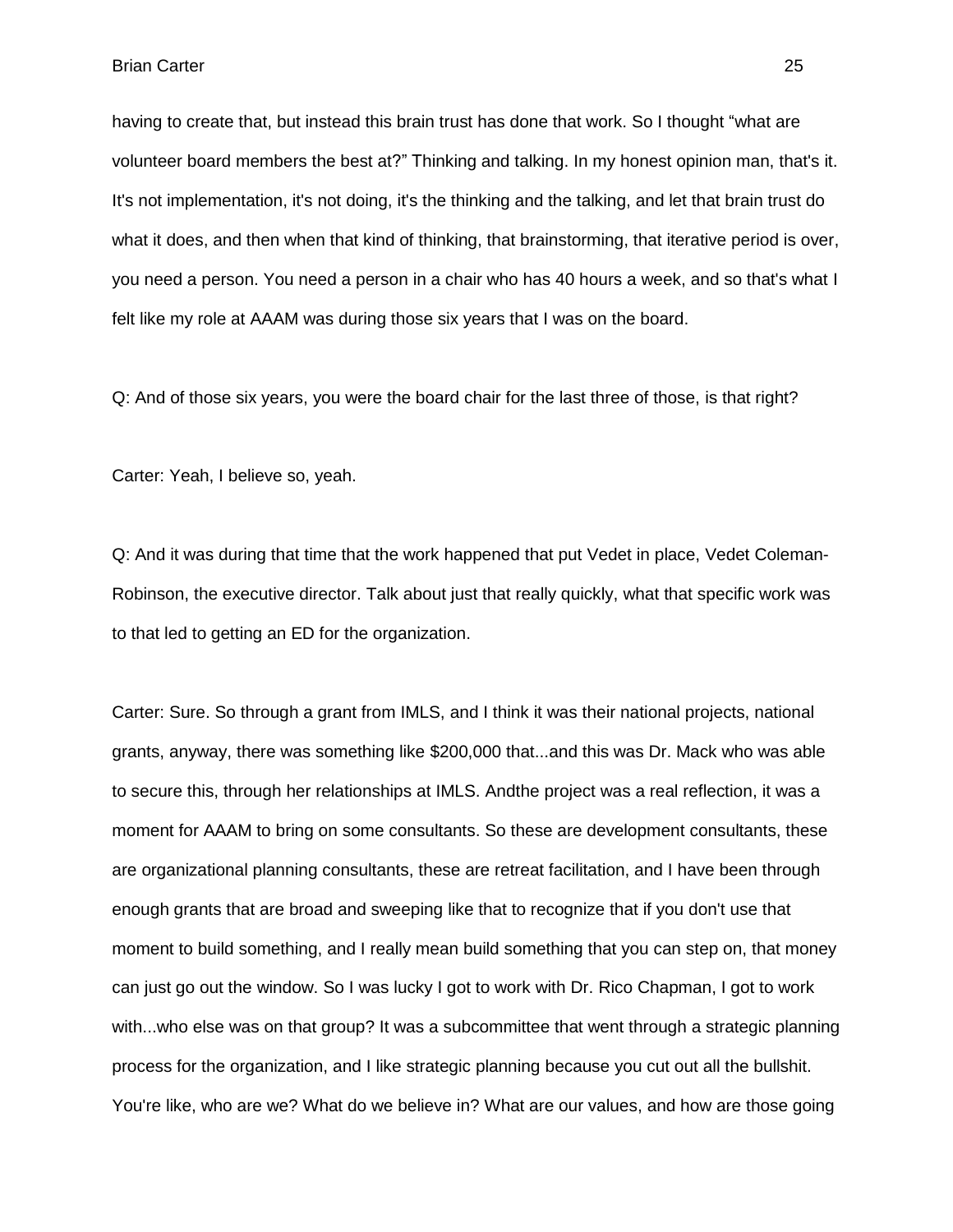having to create that, but instead this brain trust has done that work. So I thought "what are volunteer board members the best at?" Thinking and talking. In my honest opinion man, that's it. It's not implementation, it's not doing, it's the thinking and the talking, and let that brain trust do what it does, and then when that kind of thinking, that brainstorming, that iterative period is over, you need a person. You need a person in a chair who has 40 hours a week, and so that's what I felt like my role at AAAM was during those six years that I was on the board.

Q: And of those six years, you were the board chair for the last three of those, is that right?

Carter: Yeah, I believe so, yeah.

Q: And it was during that time that the work happened that put Vedet in place, Vedet Coleman-Robinson, the executive director. Talk about just that really quickly, what that specific work was to that led to getting an ED for the organization.

Carter: Sure. So through a grant from IMLS, and I think it was their national projects, national grants, anyway, there was something like $200,000 that...and this was Dr. Mack who was able to secure this, through her relationships at IMLS. Andthe project was a real reflection, it was a moment for AAAM to bring on some consultants. So these are development consultants, these are organizational planning consultants, these are retreat facilitation, and I have been through enough grants that are broad and sweeping like that to recognize that if you don't use that moment to build something, and I really mean build something that you can step on, that money can just go out the window. So I was lucky I got to work with Dr. Rico Chapman, I got to work with...who else was on that group? It was a subcommittee that went through a strategic planning process for the organization, and I like strategic planning because you cut out all the bullshit. You're like, who are we? What do we believe in? What are our values, and how are those going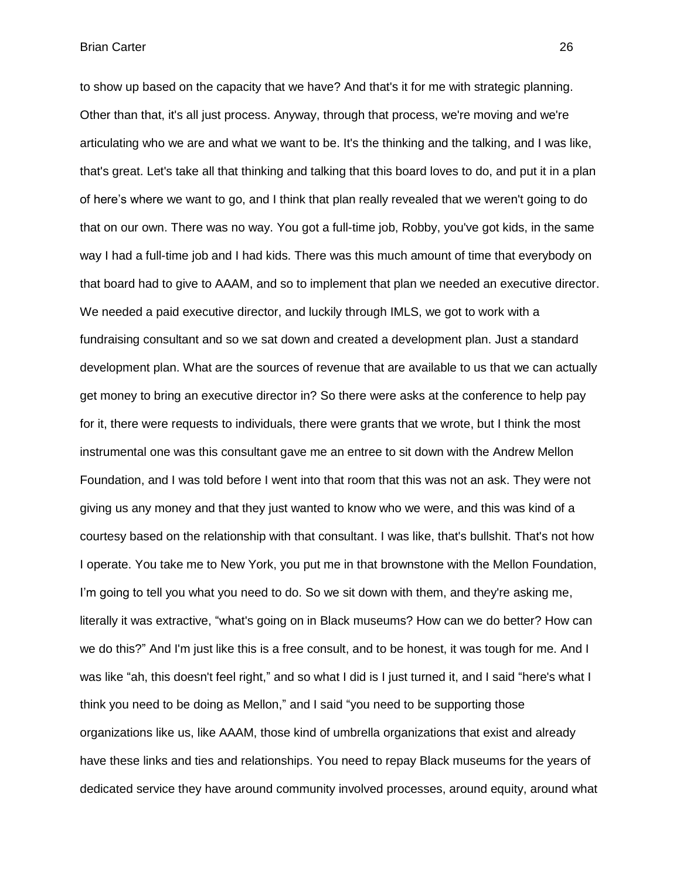to show up based on the capacity that we have? And that's it for me with strategic planning. Other than that, it's all just process. Anyway, through that process, we're moving and we're articulating who we are and what we want to be. It's the thinking and the talking, and I was like, that's great. Let's take all that thinking and talking that this board loves to do, and put it in a plan of here's where we want to go, and I think that plan really revealed that we weren't going to do that on our own. There was no way. You got a full-time job, Robby, you've got kids, in the same way I had a full-time job and I had kids. There was this much amount of time that everybody on that board had to give to AAAM, and so to implement that plan we needed an executive director. We needed a paid executive director, and luckily through IMLS, we got to work with a fundraising consultant and so we sat down and created a development plan. Just a standard development plan. What are the sources of revenue that are available to us that we can actually get money to bring an executive director in? So there were asks at the conference to help pay for it, there were requests to individuals, there were grants that we wrote, but I think the most instrumental one was this consultant gave me an entree to sit down with the Andrew Mellon Foundation, and I was told before I went into that room that this was not an ask. They were not giving us any money and that they just wanted to know who we were, and this was kind of a courtesy based on the relationship with that consultant. I was like, that's bullshit. That's not how I operate. You take me to New York, you put me in that brownstone with the Mellon Foundation, I'm going to tell you what you need to do. So we sit down with them, and they're asking me, literally it was extractive, "what's going on in Black museums? How can we do better? How can we do this?" And I'm just like this is a free consult, and to be honest, it was tough for me. And I was like "ah, this doesn't feel right," and so what I did is I just turned it, and I said "here's what I think you need to be doing as Mellon," and I said "you need to be supporting those organizations like us, like AAAM, those kind of umbrella organizations that exist and already have these links and ties and relationships. You need to repay Black museums for the years of dedicated service they have around community involved processes, around equity, around what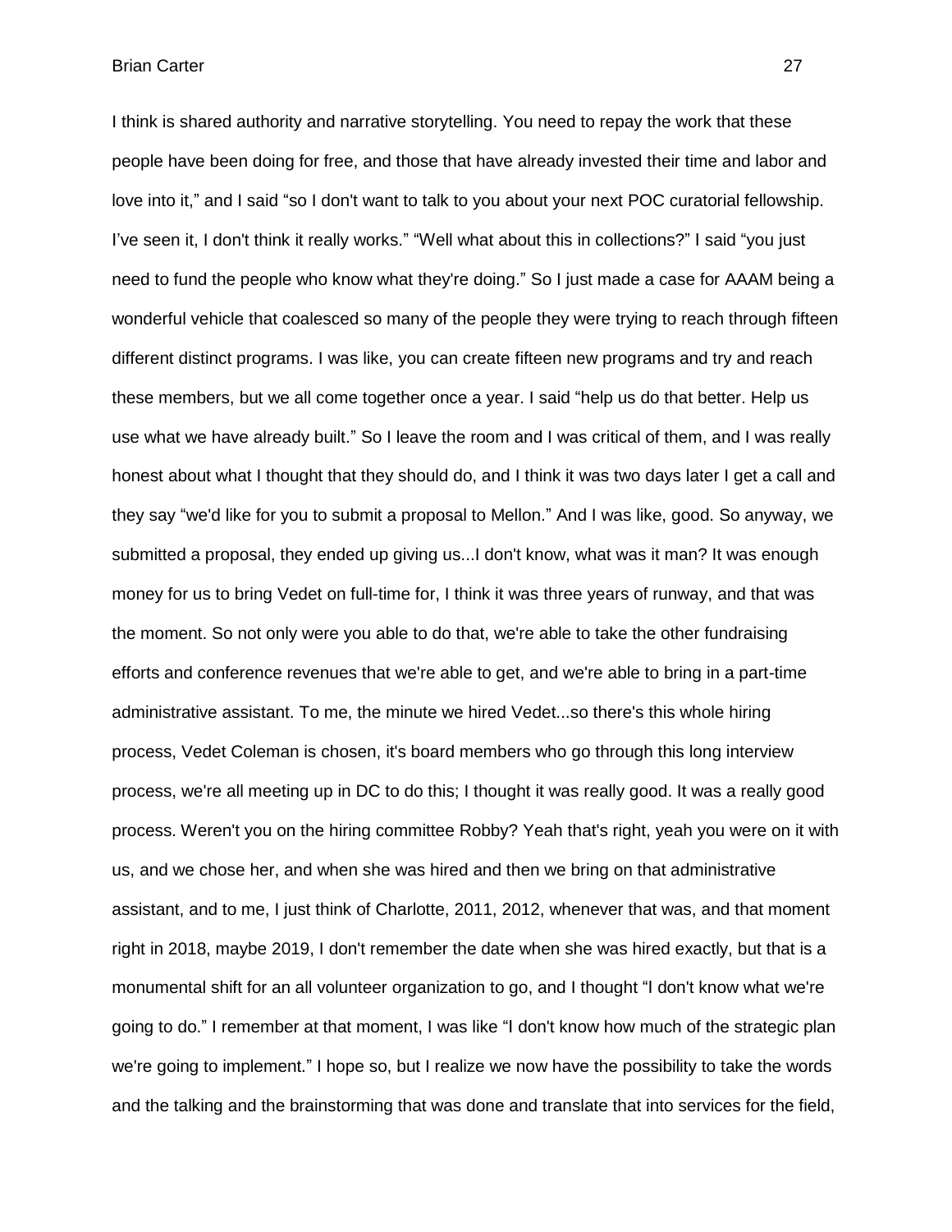I think is shared authority and narrative storytelling. You need to repay the work that these people have been doing for free, and those that have already invested their time and labor and love into it," and I said "so I don't want to talk to you about your next POC curatorial fellowship. I've seen it, I don't think it really works." "Well what about this in collections?" I said "you just need to fund the people who know what they're doing." So I just made a case for AAAM being a wonderful vehicle that coalesced so many of the people they were trying to reach through fifteen different distinct programs. I was like, you can create fifteen new programs and try and reach these members, but we all come together once a year. I said "help us do that better. Help us use what we have already built." So I leave the room and I was critical of them, and I was really honest about what I thought that they should do, and I think it was two days later I get a call and they say "we'd like for you to submit a proposal to Mellon." And I was like, good. So anyway, we submitted a proposal, they ended up giving us...I don't know, what was it man? It was enough money for us to bring Vedet on full-time for, I think it was three years of runway, and that was the moment. So not only were you able to do that, we're able to take the other fundraising efforts and conference revenues that we're able to get, and we're able to bring in a part-time administrative assistant. To me, the minute we hired Vedet...so there's this whole hiring process, Vedet Coleman is chosen, it's board members who go through this long interview process, we're all meeting up in DC to do this; I thought it was really good. It was a really good process. Weren't you on the hiring committee Robby? Yeah that's right, yeah you were on it with us, and we chose her, and when she was hired and then we bring on that administrative assistant, and to me, I just think of Charlotte, 2011, 2012, whenever that was, and that moment right in 2018, maybe 2019, I don't remember the date when she was hired exactly, but that is a monumental shift for an all volunteer organization to go, and I thought "I don't know what we're going to do." I remember at that moment, I was like "I don't know how much of the strategic plan we're going to implement." I hope so, but I realize we now have the possibility to take the words and the talking and the brainstorming that was done and translate that into services for the field,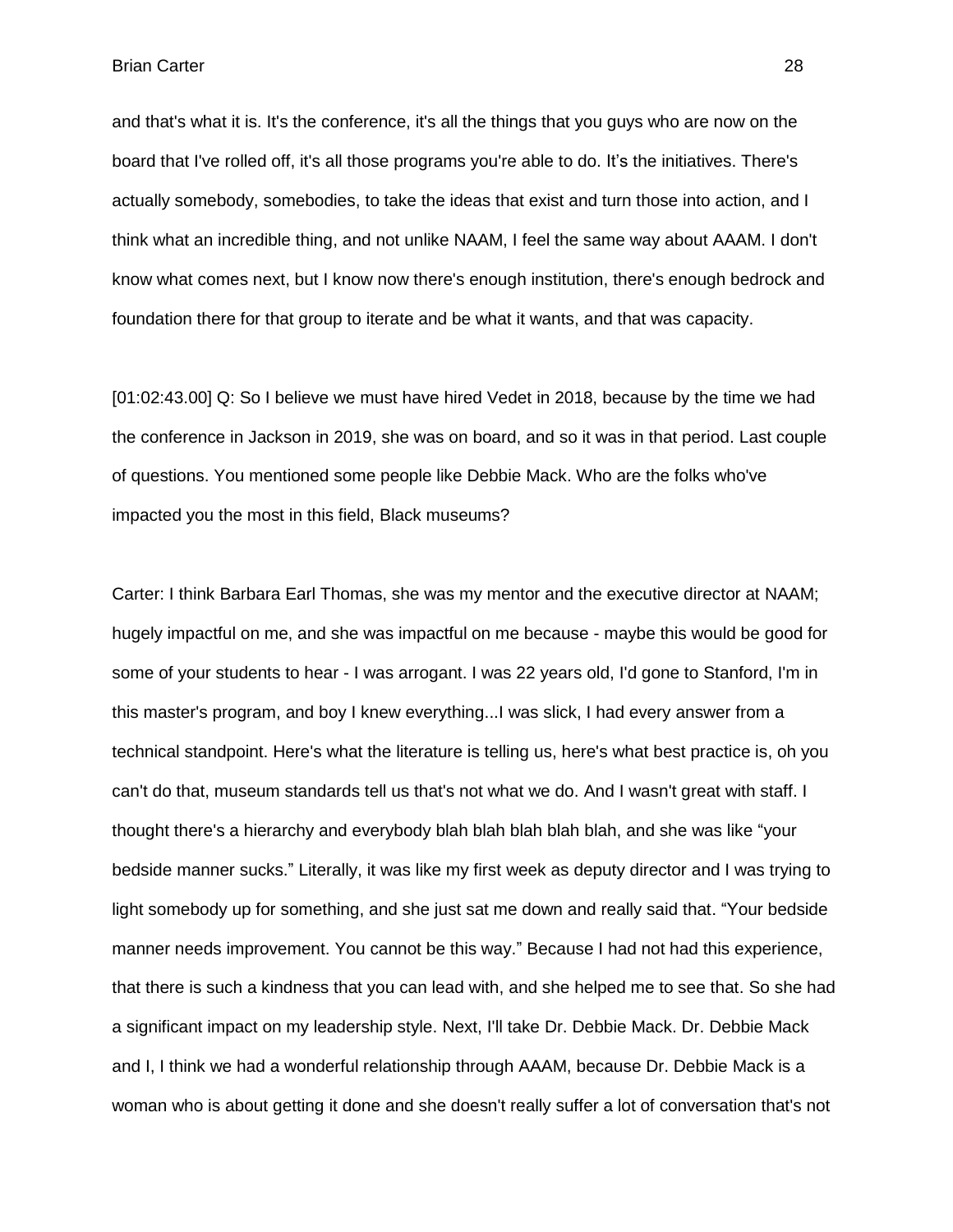and that's what it is. It's the conference, it's all the things that you guys who are now on the board that I've rolled off, it's all those programs you're able to do. It’s the initiatives. There's actually somebody, somebodies, to take the ideas that exist and turn those into action, and I think what an incredible thing, and not unlike NAAM, I feel the same way about AAAM. I don't know what comes next, but I know now there's enough institution, there's enough bedrock and foundation there for that group to iterate and be what it wants, and that was capacity.

[01:02:43.00] Q: So I believe we must have hired Vedet in 2018, because by the time we had the conference in Jackson in 2019, she was on board, and so it was in that period. Last couple of questions. You mentioned some people like Debbie Mack. Who are the folks who've impacted you the most in this field, Black museums?

Carter: I think Barbara Earl Thomas, she was my mentor and the executive director at NAAM; hugely impactful on me, and she was impactful on me because - maybe this would be good for some of your students to hear - I was arrogant. I was 22 years old, I'd gone to Stanford, I'm in this master's program, and boy I knew everything...I was slick, I had every answer from a technical standpoint. Here's what the literature is telling us, here's what best practice is, oh you can't do that, museum standards tell us that's not what we do. And I wasn't great with staff. I thought there's a hierarchy and everybody blah blah blah blah blah, and she was like “your bedside manner sucks.” Literally, it was like my first week as deputy director and I was trying to light somebody up for something, and she just sat me down and really said that. “Your bedside manner needs improvement. You cannot be this way.” Because I had not had this experience, that there is such a kindness that you can lead with, and she helped me to see that. So she had a significant impact on my leadership style. Next, I'll take Dr. Debbie Mack. Dr. Debbie Mack and I, I think we had a wonderful relationship through AAAM, because Dr. Debbie Mack is a woman who is about getting it done and she doesn't really suffer a lot of conversation that's not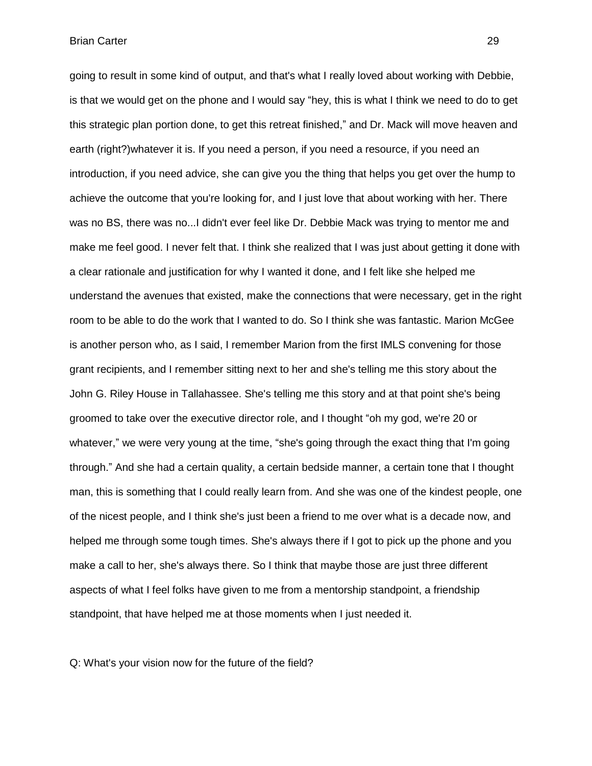going to result in some kind of output, and that's what I really loved about working with Debbie, is that we would get on the phone and I would say “hey, this is what I think we need to do to get this strategic plan portion done, to get this retreat finished,” and Dr. Mack will move heaven and earth (right?)whatever it is. If you need a person, if you need a resource, if you need an introduction, if you need advice, she can give you the thing that helps you get over the hump to achieve the outcome that you're looking for, and I just love that about working with her. There was no BS, there was no...I didn't ever feel like Dr. Debbie Mack was trying to mentor me and make me feel good. I never felt that. I think she realized that I was just about getting it done with a clear rationale and justification for why I wanted it done, and I felt like she helped me understand the avenues that existed, make the connections that were necessary, get in the right room to be able to do the work that I wanted to do. So I think she was fantastic. Marion McGee is another person who, as I said, I remember Marion from the first IMLS convening for those grant recipients, and I remember sitting next to her and she's telling me this story about the John G. Riley House in Tallahassee. She's telling me this story and at that point she's being groomed to take over the executive director role, and I thought “oh my god, we're 20 or whatever,” we were very young at the time, “she's going through the exact thing that I'm going through.” And she had a certain quality, a certain bedside manner, a certain tone that I thought man, this is something that I could really learn from. And she was one of the kindest people, one of the nicest people, and I think she's just been a friend to me over what is a decade now, and helped me through some tough times. She's always there if I got to pick up the phone and you make a call to her, she's always there. So I think that maybe those are just three different aspects of what I feel folks have given to me from a mentorship standpoint, a friendship standpoint, that have helped me at those moments when I just needed it.

Q: What's your vision now for the future of the field?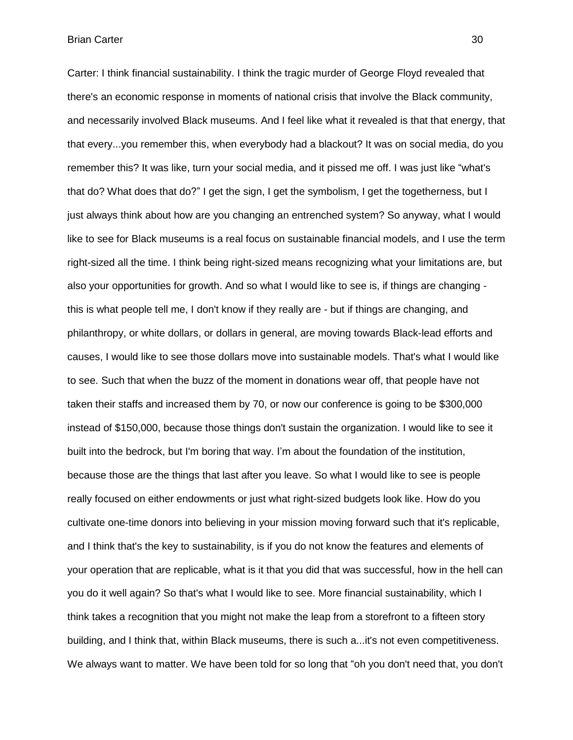Carter: I think financial sustainability. I think the tragic murder of George Floyd revealed that there's an economic response in moments of national crisis that involve the Black community, and necessarily involved Black museums. And I feel like what it revealed is that that energy, that that every...you remember this, when everybody had a blackout? It was on social media, do you remember this? It was like, turn your social media, and it pissed me off. I was just like "what's that do? What does that do?" I get the sign, I get the symbolism, I get the togetherness, but I just always think about how are you changing an entrenched system? So anyway, what I would like to see for Black museums is a real focus on sustainable financial models, and I use the term right-sized all the time. I think being right-sized means recognizing what your limitations are, but also your opportunities for growth. And so what I would like to see is, if things are changing - this is what people tell me, I don't know if they really are - but if things are changing, and philanthropy, or white dollars, or dollars in general, are moving towards Black-lead efforts and causes, I would like to see those dollars move into sustainable models. That's what I would like to see. Such that when the buzz of the moment in donations wear off, that people have not taken their staffs and increased them by 70, or now our conference is going to be $300,000 instead of $150,000, because those things don't sustain the organization. I would like to see it built into the bedrock, but I'm boring that way. I'm about the foundation of the institution, because those are the things that last after you leave. So what I would like to see is people really focused on either endowments or just what right-sized budgets look like. How do you cultivate one-time donors into believing in your mission moving forward such that it's replicable, and I think that's the key to sustainability, is if you do not know the features and elements of your operation that are replicable, what is it that you did that was successful, how in the hell can you do it well again? So that's what I would like to see. More financial sustainability, which I think takes a recognition that you might not make the leap from a storefront to a fifteen story building, and I think that, within Black museums, there is such a...it's not even competitiveness. We always want to matter. We have been told for so long that "oh you don't need that, you don't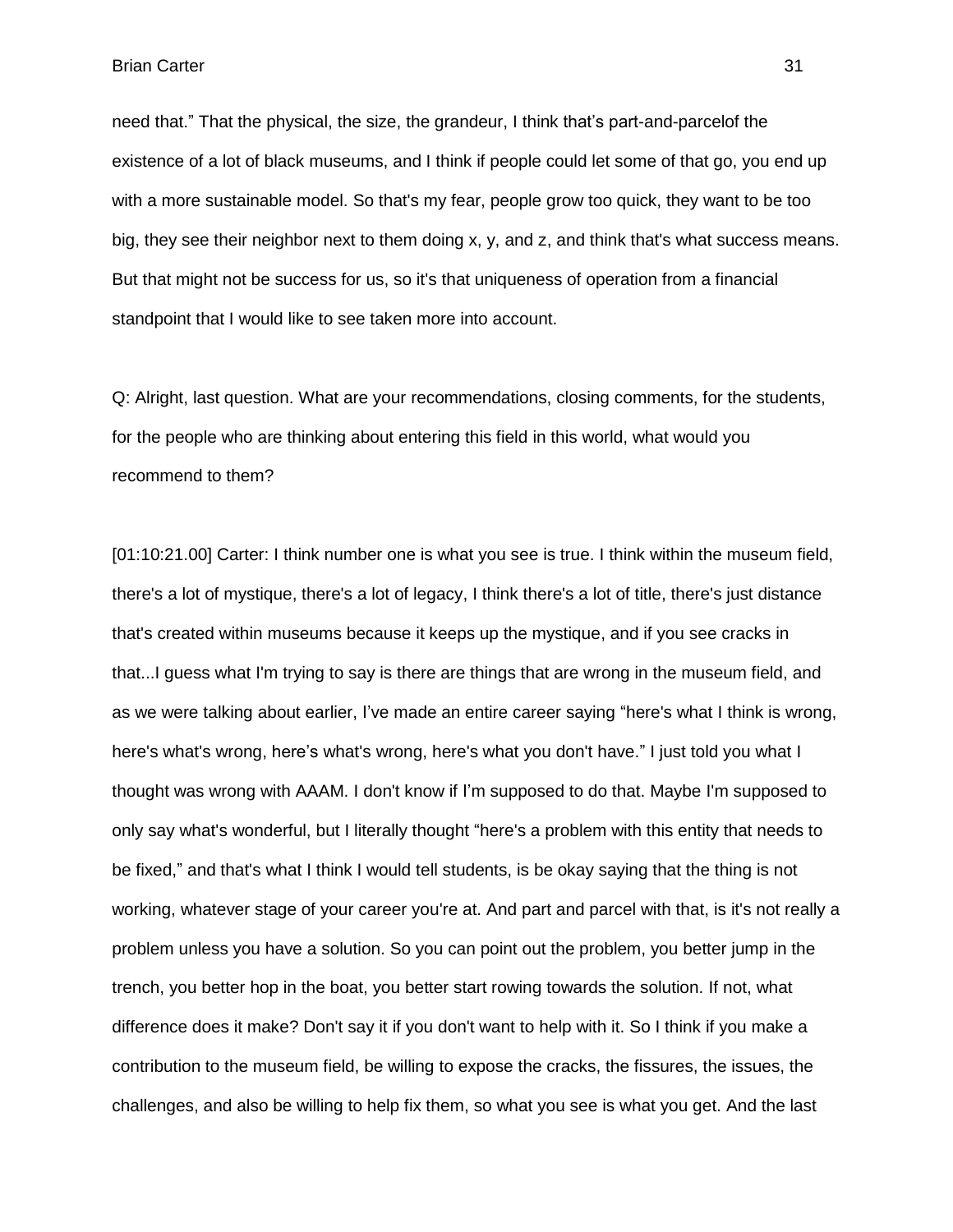need that." That the physical, the size, the grandeur, I think that's part-and-parcelof the existence of a lot of black museums, and I think if people could let some of that go, you end up with a more sustainable model. So that's my fear, people grow too quick, they want to be too big, they see their neighbor next to them doing x, y, and z, and think that's what success means. But that might not be success for us, so it's that uniqueness of operation from a financial standpoint that I would like to see taken more into account.

Q: Alright, last question. What are your recommendations, closing comments, for the students, for the people who are thinking about entering this field in this world, what would you recommend to them?

[01:10:21.00] Carter: I think number one is what you see is true. I think within the museum field, there's a lot of mystique, there's a lot of legacy, I think there's a lot of title, there's just distance that's created within museums because it keeps up the mystique, and if you see cracks in that...I guess what I'm trying to say is there are things that are wrong in the museum field, and as we were talking about earlier, I've made an entire career saying "here's what I think is wrong, here's what's wrong, here's what's wrong, here's what you don't have." I just told you what I thought was wrong with AAAM. I don't know if I'm supposed to do that. Maybe I'm supposed to only say what's wonderful, but I literally thought "here's a problem with this entity that needs to be fixed," and that's what I think I would tell students, is be okay saying that the thing is not working, whatever stage of your career you're at. And part and parcel with that, is it's not really a problem unless you have a solution. So you can point out the problem, you better jump in the trench, you better hop in the boat, you better start rowing towards the solution. If not, what difference does it make? Don't say it if you don't want to help with it. So I think if you make a contribution to the museum field, be willing to expose the cracks, the fissures, the issues, the challenges, and also be willing to help fix them, so what you see is what you get. And the last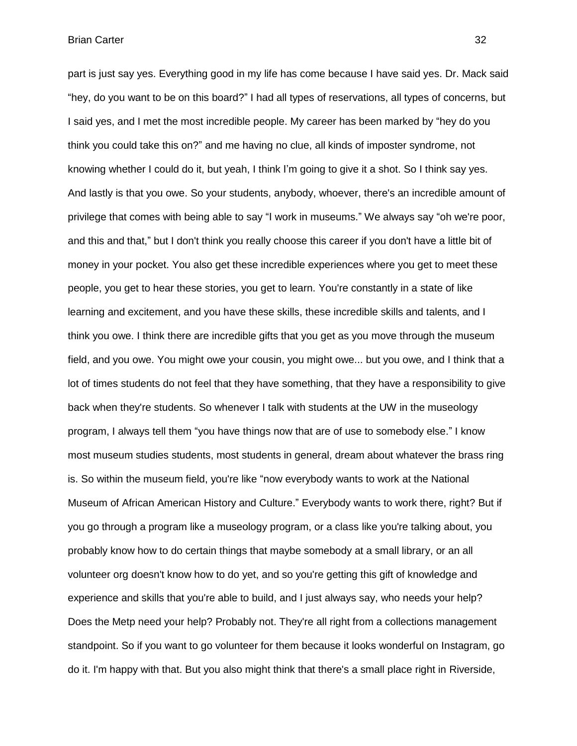part is just say yes. Everything good in my life has come because I have said yes. Dr. Mack said "hey, do you want to be on this board?" I had all types of reservations, all types of concerns, but I said yes, and I met the most incredible people. My career has been marked by "hey do you think you could take this on?" and me having no clue, all kinds of imposter syndrome, not knowing whether I could do it, but yeah, I think I'm going to give it a shot. So I think say yes. And lastly is that you owe. So your students, anybody, whoever, there's an incredible amount of privilege that comes with being able to say "I work in museums." We always say "oh we're poor, and this and that," but I don't think you really choose this career if you don't have a little bit of money in your pocket. You also get these incredible experiences where you get to meet these people, you get to hear these stories, you get to learn. You're constantly in a state of like learning and excitement, and you have these skills, these incredible skills and talents, and I think you owe. I think there are incredible gifts that you get as you move through the museum field, and you owe. You might owe your cousin, you might owe... but you owe, and I think that a lot of times students do not feel that they have something, that they have a responsibility to give back when they're students. So whenever I talk with students at the UW in the museology program, I always tell them "you have things now that are of use to somebody else." I know most museum studies students, most students in general, dream about whatever the brass ring is. So within the museum field, you're like "now everybody wants to work at the National Museum of African American History and Culture." Everybody wants to work there, right? But if you go through a program like a museology program, or a class like you're talking about, you probably know how to do certain things that maybe somebody at a small library, or an all volunteer org doesn't know how to do yet, and so you're getting this gift of knowledge and experience and skills that you're able to build, and I just always say, who needs your help? Does the Metp need your help? Probably not. They're all right from a collections management standpoint. So if you want to go volunteer for them because it looks wonderful on Instagram, go do it. I'm happy with that. But you also might think that there's a small place right in Riverside,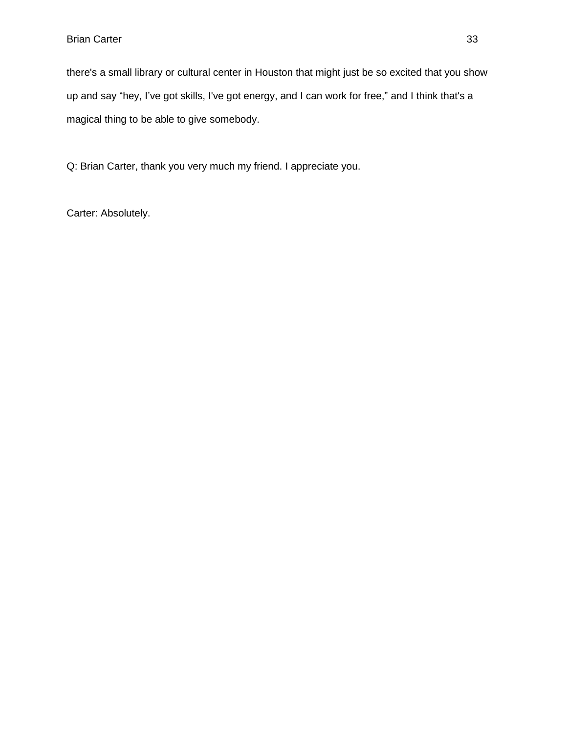there's a small library or cultural center in Houston that might just be so excited that you show up and say "hey, I've got skills, I've got energy, and I can work for free," and I think that's a magical thing to be able to give somebody.

Q: Brian Carter, thank you very much my friend. I appreciate you.

Carter: Absolutely.